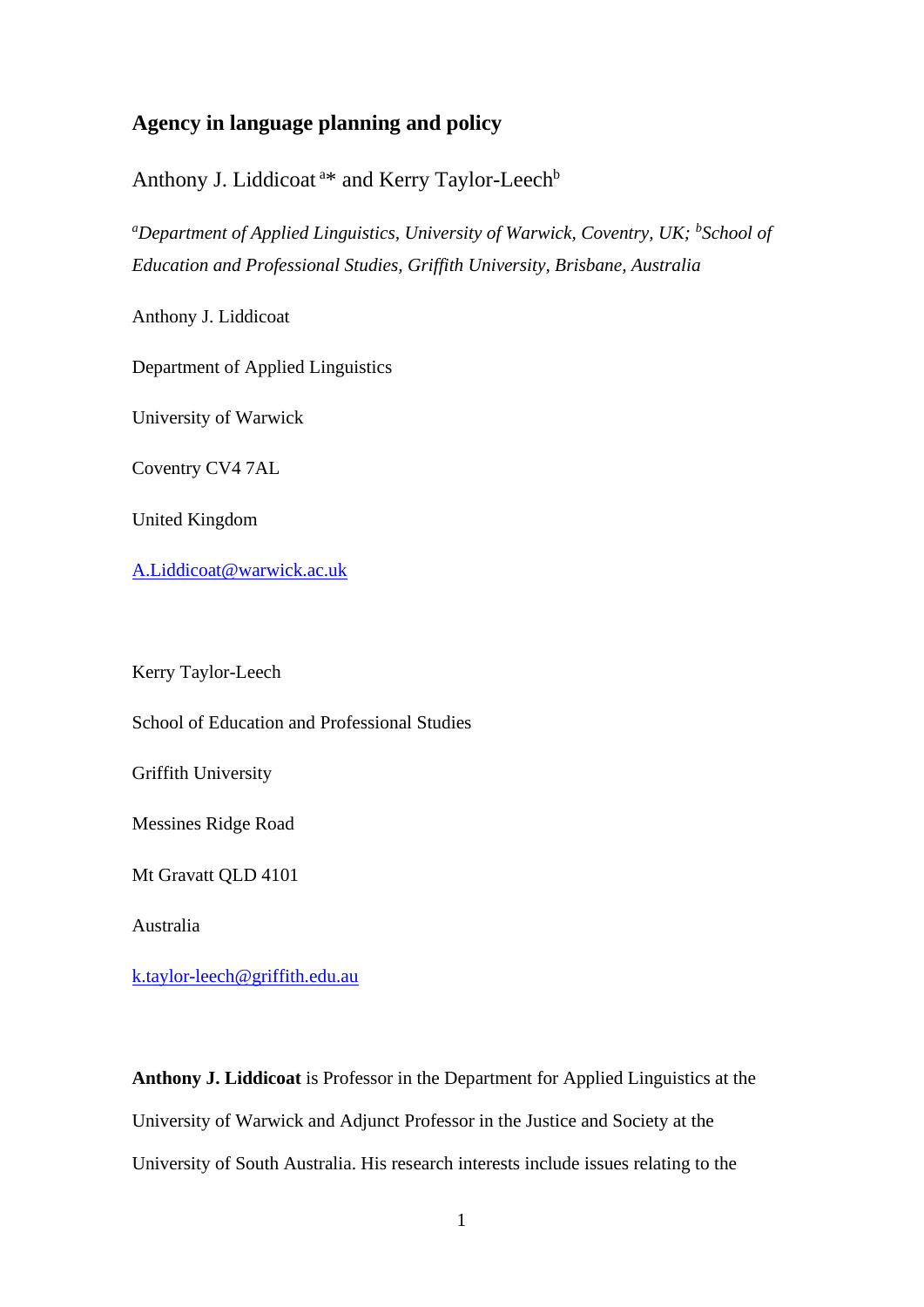# Agency in language planning and policy

Anthony J. Liddicoat [a]* and Kerry Taylor-Leech[b]

[a]*Department of Applied Linguistics, University of Warwick, Coventry, UK;* [b]*School of Education and Professional Studies, Griffith University, Brisbane, Australia*

Anthony J. Liddicoat

Department of Applied Linguistics

University of Warwick

Coventry CV4 7AL

United Kingdom

A.Liddicoat@warwick.ac.uk

Kerry Taylor-Leech

School of Education and Professional Studies

Griffith University

Messines Ridge Road

Mt Gravatt QLD 4101

Australia

k.taylor-leech@griffith.edu.au

**Anthony J. Liddicoat** is Professor in the Department for Applied Linguistics at the University of Warwick and Adjunct Professor in the Justice and Society at the University of South Australia. His research interests include issues relating to the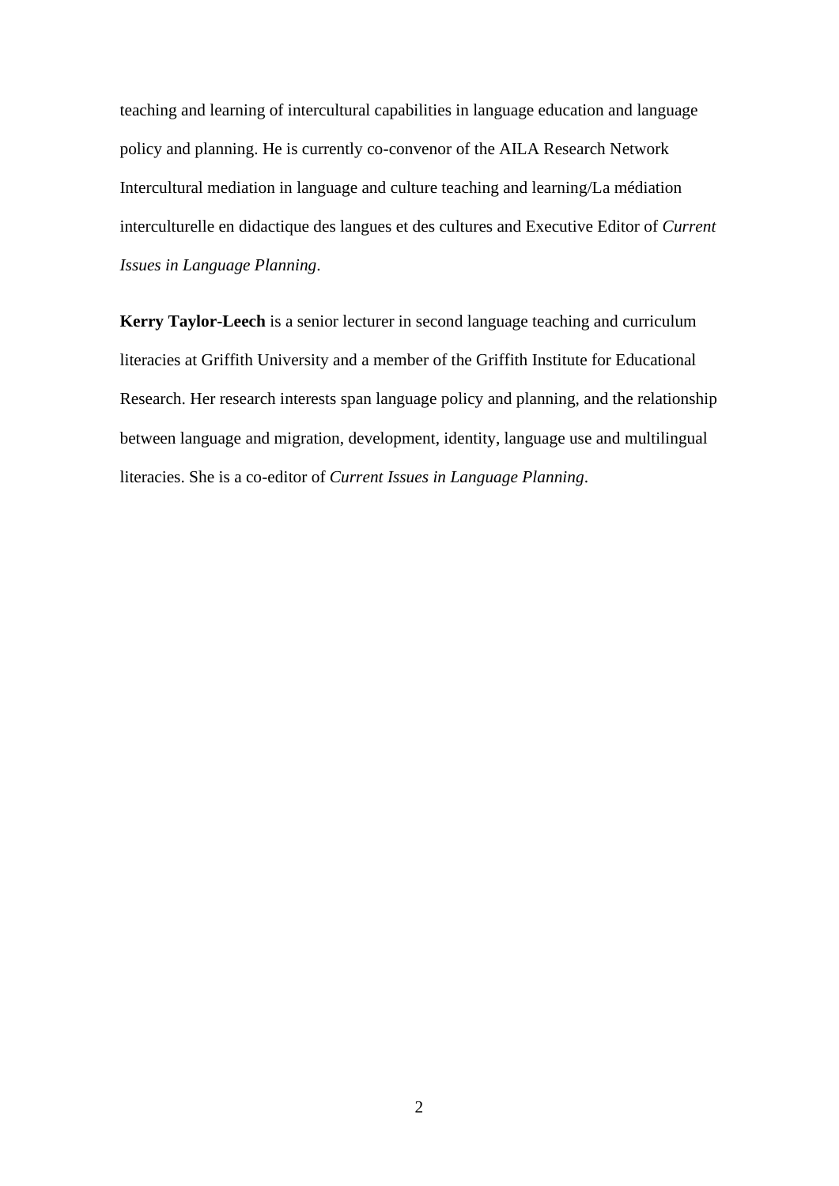teaching and learning of intercultural capabilities in language education and language policy and planning. He is currently co-convenor of the AILA Research Network Intercultural mediation in language and culture teaching and learning/La médiation interculturelle en didactique des langues et des cultures and Executive Editor of *Current Issues in Language Planning*.

**Kerry Taylor-Leech** is a senior lecturer in second language teaching and curriculum literacies at Griffith University and a member of the Griffith Institute for Educational Research. Her research interests span language policy and planning, and the relationship between language and migration, development, identity, language use and multilingual literacies. She is a co-editor of *Current Issues in Language Planning*.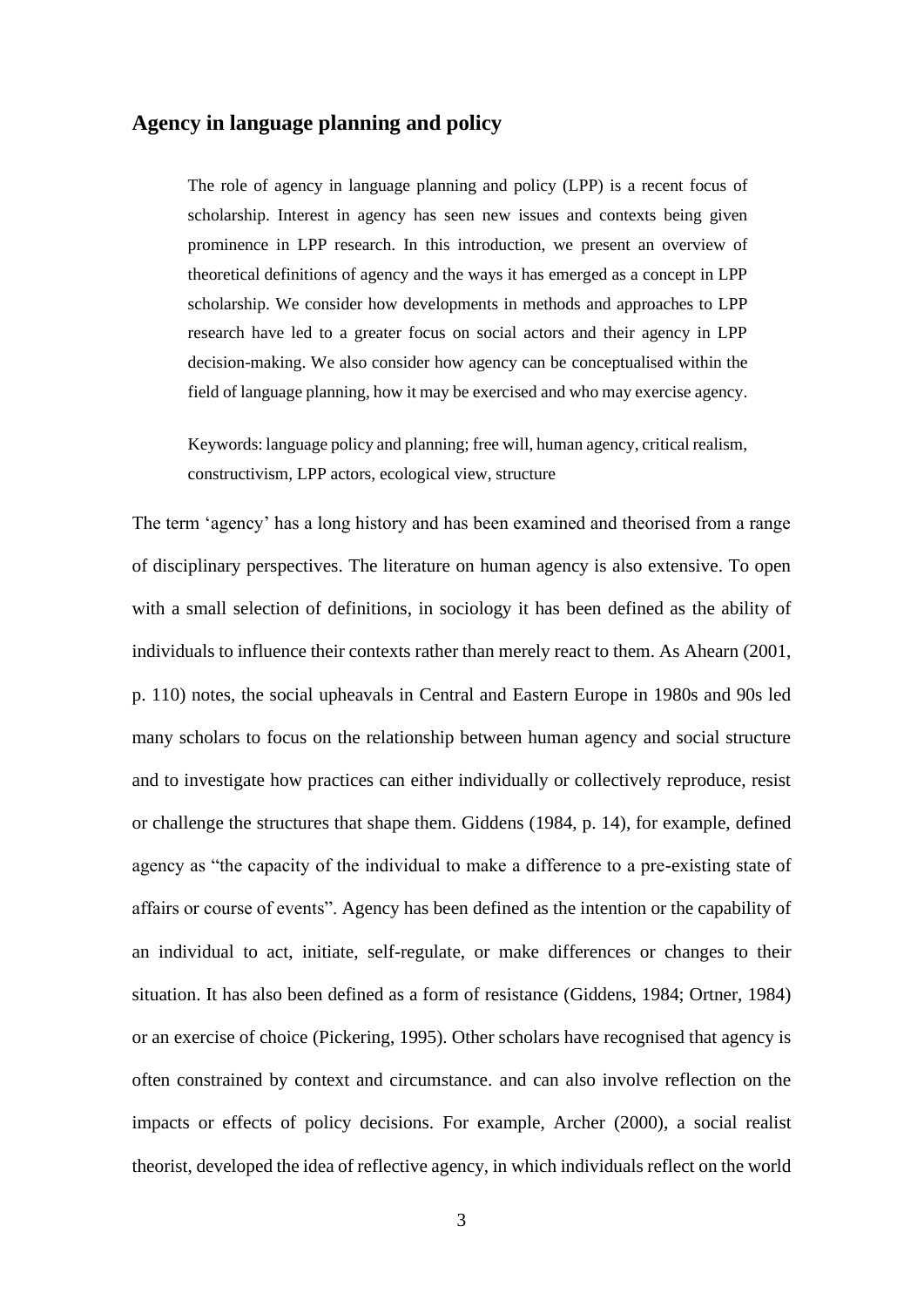## Agency in language planning and policy

> The role of agency in language planning and policy (LPP) is a recent focus of scholarship. Interest in agency has seen new issues and contexts being given prominence in LPP research. In this introduction, we present an overview of theoretical definitions of agency and the ways it has emerged as a concept in LPP scholarship. We consider how developments in methods and approaches to LPP research have led to a greater focus on social actors and their agency in LPP decision-making. We also consider how agency can be conceptualised within the field of language planning, how it may be exercised and who may exercise agency.
>
> Keywords: language policy and planning; free will, human agency, critical realism, constructivism, LPP actors, ecological view, structure

The term 'agency' has a long history and has been examined and theorised from a range of disciplinary perspectives. The literature on human agency is also extensive. To open with a small selection of definitions, in sociology it has been defined as the ability of individuals to influence their contexts rather than merely react to them. As Ahearn (2001, p. 110) notes, the social upheavals in Central and Eastern Europe in 1980s and 90s led many scholars to focus on the relationship between human agency and social structure and to investigate how practices can either individually or collectively reproduce, resist or challenge the structures that shape them. Giddens (1984, p. 14), for example, defined agency as "the capacity of the individual to make a difference to a pre-existing state of affairs or course of events". Agency has been defined as the intention or the capability of an individual to act, initiate, self-regulate, or make differences or changes to their situation. It has also been defined as a form of resistance (Giddens, 1984; Ortner, 1984) or an exercise of choice (Pickering, 1995). Other scholars have recognised that agency is often constrained by context and circumstance. and can also involve reflection on the impacts or effects of policy decisions. For example, Archer (2000), a social realist theorist, developed the idea of reflective agency, in which individuals reflect on the world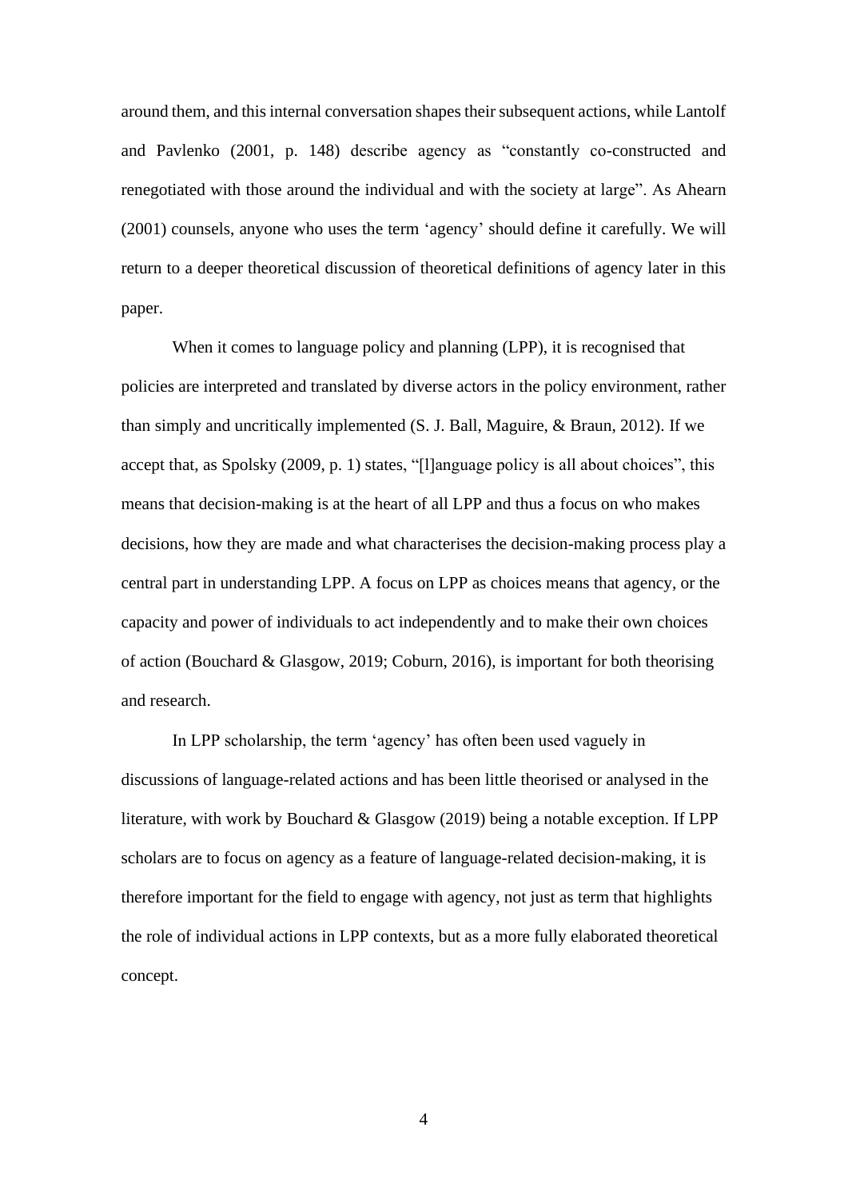around them, and this internal conversation shapes their subsequent actions, while Lantolf and Pavlenko (2001, p. 148) describe agency as "constantly co-constructed and renegotiated with those around the individual and with the society at large". As Ahearn (2001) counsels, anyone who uses the term 'agency' should define it carefully. We will return to a deeper theoretical discussion of theoretical definitions of agency later in this paper.

When it comes to language policy and planning (LPP), it is recognised that policies are interpreted and translated by diverse actors in the policy environment, rather than simply and uncritically implemented (S. J. Ball, Maguire, & Braun, 2012). If we accept that, as Spolsky (2009, p. 1) states, "[l]anguage policy is all about choices", this means that decision-making is at the heart of all LPP and thus a focus on who makes decisions, how they are made and what characterises the decision-making process play a central part in understanding LPP. A focus on LPP as choices means that agency, or the capacity and power of individuals to act independently and to make their own choices of action (Bouchard & Glasgow, 2019; Coburn, 2016), is important for both theorising and research.

In LPP scholarship, the term 'agency' has often been used vaguely in discussions of language-related actions and has been little theorised or analysed in the literature, with work by Bouchard & Glasgow (2019) being a notable exception. If LPP scholars are to focus on agency as a feature of language-related decision-making, it is therefore important for the field to engage with agency, not just as term that highlights the role of individual actions in LPP contexts, but as a more fully elaborated theoretical concept.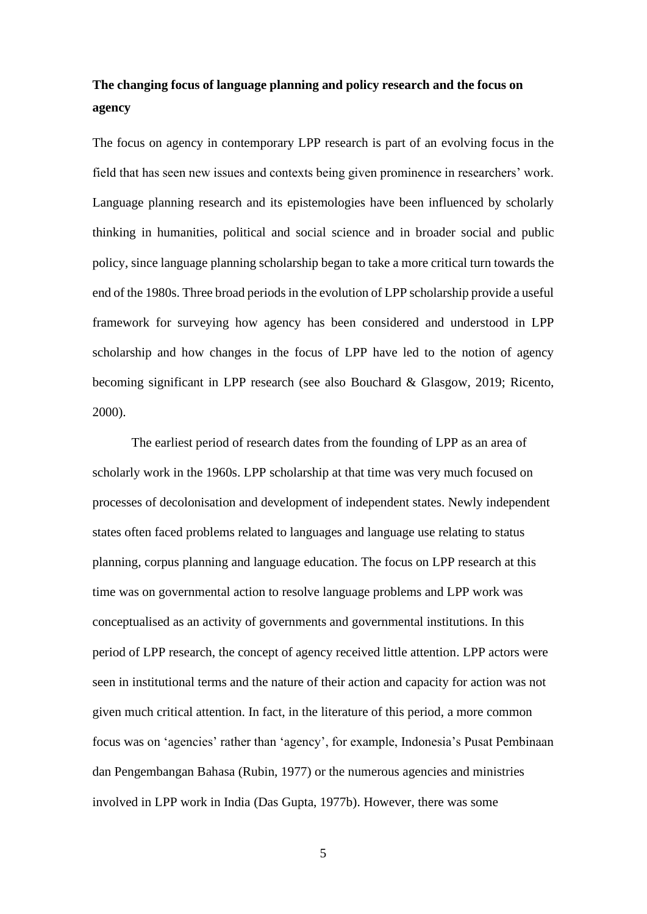**The changing focus of language planning and policy research and the focus on agency**

The focus on agency in contemporary LPP research is part of an evolving focus in the field that has seen new issues and contexts being given prominence in researchers' work. Language planning research and its epistemologies have been influenced by scholarly thinking in humanities, political and social science and in broader social and public policy, since language planning scholarship began to take a more critical turn towards the end of the 1980s. Three broad periods in the evolution of LPP scholarship provide a useful framework for surveying how agency has been considered and understood in LPP scholarship and how changes in the focus of LPP have led to the notion of agency becoming significant in LPP research (see also Bouchard & Glasgow, 2019; Ricento, 2000).

The earliest period of research dates from the founding of LPP as an area of scholarly work in the 1960s. LPP scholarship at that time was very much focused on processes of decolonisation and development of independent states. Newly independent states often faced problems related to languages and language use relating to status planning, corpus planning and language education. The focus on LPP research at this time was on governmental action to resolve language problems and LPP work was conceptualised as an activity of governments and governmental institutions. In this period of LPP research, the concept of agency received little attention. LPP actors were seen in institutional terms and the nature of their action and capacity for action was not given much critical attention. In fact, in the literature of this period, a more common focus was on 'agencies' rather than 'agency', for example, Indonesia's Pusat Pembinaan dan Pengembangan Bahasa (Rubin, 1977) or the numerous agencies and ministries involved in LPP work in India (Das Gupta, 1977b). However, there was some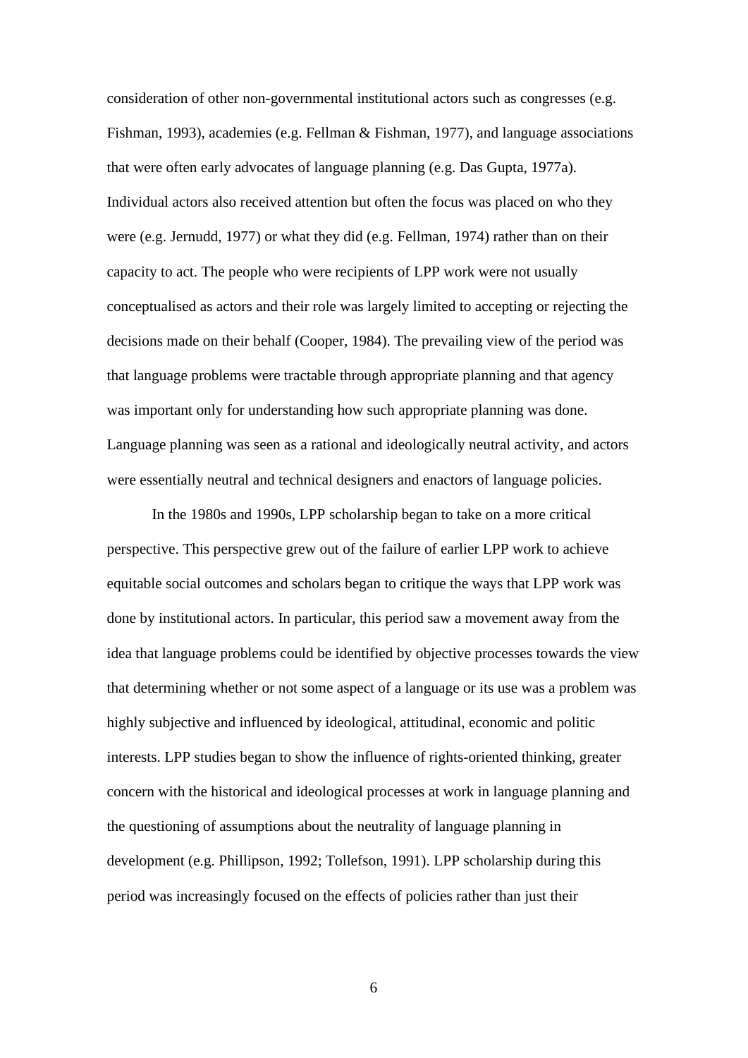consideration of other non-governmental institutional actors such as congresses (e.g. Fishman, 1993), academies (e.g. Fellman & Fishman, 1977), and language associations that were often early advocates of language planning (e.g. Das Gupta, 1977a). Individual actors also received attention but often the focus was placed on who they were (e.g. Jernudd, 1977) or what they did (e.g. Fellman, 1974) rather than on their capacity to act. The people who were recipients of LPP work were not usually conceptualised as actors and their role was largely limited to accepting or rejecting the decisions made on their behalf (Cooper, 1984). The prevailing view of the period was that language problems were tractable through appropriate planning and that agency was important only for understanding how such appropriate planning was done. Language planning was seen as a rational and ideologically neutral activity, and actors were essentially neutral and technical designers and enactors of language policies.

In the 1980s and 1990s, LPP scholarship began to take on a more critical perspective. This perspective grew out of the failure of earlier LPP work to achieve equitable social outcomes and scholars began to critique the ways that LPP work was done by institutional actors. In particular, this period saw a movement away from the idea that language problems could be identified by objective processes towards the view that determining whether or not some aspect of a language or its use was a problem was highly subjective and influenced by ideological, attitudinal, economic and politic interests. LPP studies began to show the influence of rights-oriented thinking, greater concern with the historical and ideological processes at work in language planning and the questioning of assumptions about the neutrality of language planning in development (e.g. Phillipson, 1992; Tollefson, 1991). LPP scholarship during this period was increasingly focused on the effects of policies rather than just their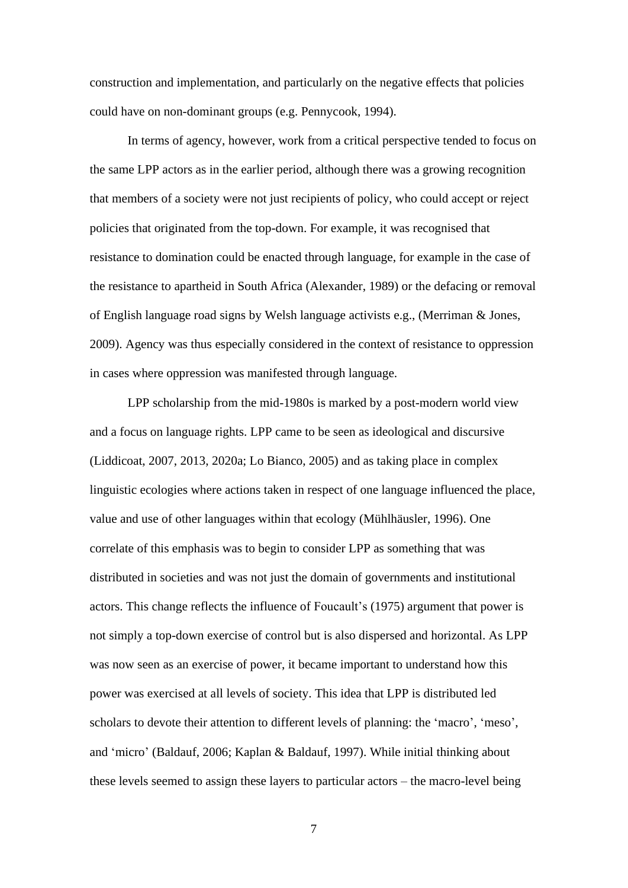construction and implementation, and particularly on the negative effects that policies could have on non-dominant groups (e.g. Pennycook, 1994).

In terms of agency, however, work from a critical perspective tended to focus on the same LPP actors as in the earlier period, although there was a growing recognition that members of a society were not just recipients of policy, who could accept or reject policies that originated from the top-down. For example, it was recognised that resistance to domination could be enacted through language, for example in the case of the resistance to apartheid in South Africa (Alexander, 1989) or the defacing or removal of English language road signs by Welsh language activists e.g., (Merriman & Jones, 2009). Agency was thus especially considered in the context of resistance to oppression in cases where oppression was manifested through language.

LPP scholarship from the mid-1980s is marked by a post-modern world view and a focus on language rights. LPP came to be seen as ideological and discursive (Liddicoat, 2007, 2013, 2020a; Lo Bianco, 2005) and as taking place in complex linguistic ecologies where actions taken in respect of one language influenced the place, value and use of other languages within that ecology (Mühlhäusler, 1996). One correlate of this emphasis was to begin to consider LPP as something that was distributed in societies and was not just the domain of governments and institutional actors. This change reflects the influence of Foucault's (1975) argument that power is not simply a top-down exercise of control but is also dispersed and horizontal. As LPP was now seen as an exercise of power, it became important to understand how this power was exercised at all levels of society. This idea that LPP is distributed led scholars to devote their attention to different levels of planning: the 'macro', 'meso', and 'micro' (Baldauf, 2006; Kaplan & Baldauf, 1997). While initial thinking about these levels seemed to assign these layers to particular actors – the macro-level being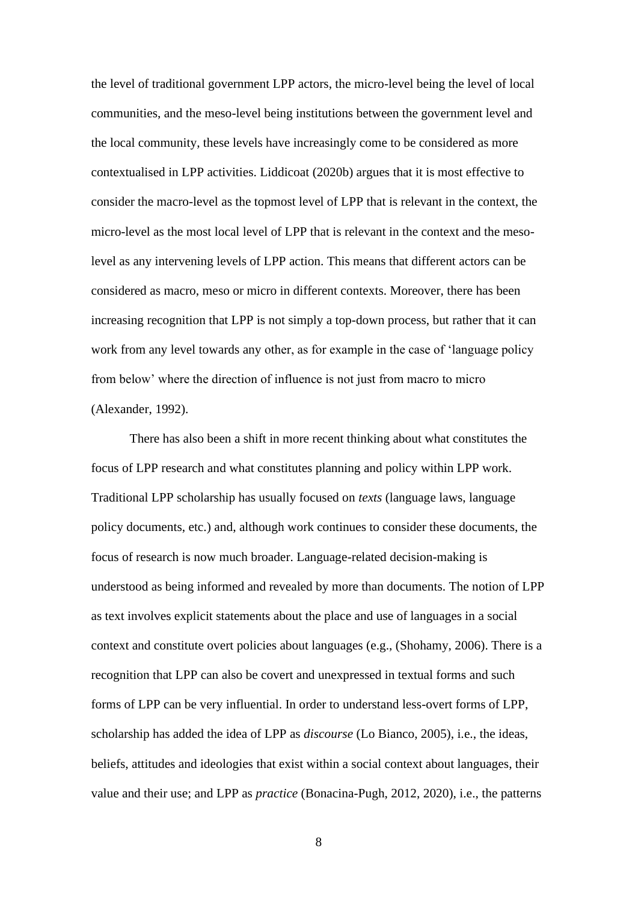the level of traditional government LPP actors, the micro-level being the level of local communities, and the meso-level being institutions between the government level and the local community, these levels have increasingly come to be considered as more contextualised in LPP activities. Liddicoat (2020b) argues that it is most effective to consider the macro-level as the topmost level of LPP that is relevant in the context, the micro-level as the most local level of LPP that is relevant in the context and the meso-level as any intervening levels of LPP action. This means that different actors can be considered as macro, meso or micro in different contexts. Moreover, there has been increasing recognition that LPP is not simply a top-down process, but rather that it can work from any level towards any other, as for example in the case of 'language policy from below' where the direction of influence is not just from macro to micro (Alexander, 1992).

There has also been a shift in more recent thinking about what constitutes the focus of LPP research and what constitutes planning and policy within LPP work. Traditional LPP scholarship has usually focused on *texts* (language laws, language policy documents, etc.) and, although work continues to consider these documents, the focus of research is now much broader. Language-related decision-making is understood as being informed and revealed by more than documents. The notion of LPP as text involves explicit statements about the place and use of languages in a social context and constitute overt policies about languages (e.g., (Shohamy, 2006). There is a recognition that LPP can also be covert and unexpressed in textual forms and such forms of LPP can be very influential. In order to understand less-overt forms of LPP, scholarship has added the idea of LPP as *discourse* (Lo Bianco, 2005), i.e., the ideas, beliefs, attitudes and ideologies that exist within a social context about languages, their value and their use; and LPP as *practice* (Bonacina-Pugh, 2012, 2020), i.e., the patterns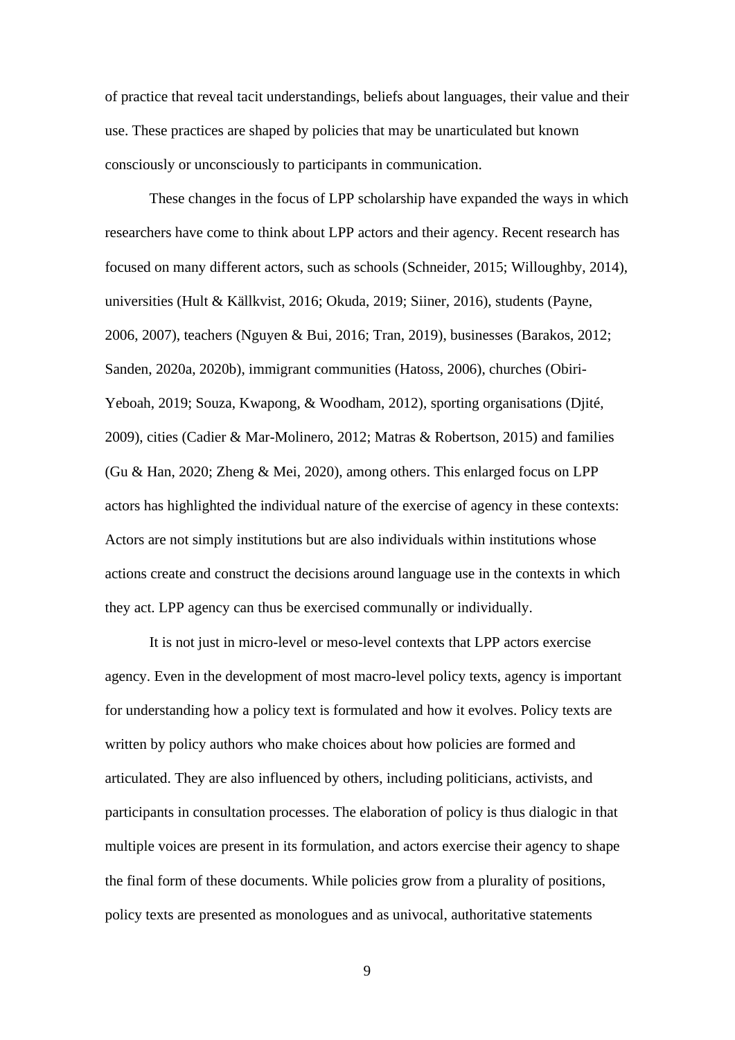of practice that reveal tacit understandings, beliefs about languages, their value and their use. These practices are shaped by policies that may be unarticulated but known consciously or unconsciously to participants in communication.

These changes in the focus of LPP scholarship have expanded the ways in which researchers have come to think about LPP actors and their agency. Recent research has focused on many different actors, such as schools (Schneider, 2015; Willoughby, 2014), universities (Hult & Källkvist, 2016; Okuda, 2019; Siiner, 2016), students (Payne, 2006, 2007), teachers (Nguyen & Bui, 2016; Tran, 2019), businesses (Barakos, 2012; Sanden, 2020a, 2020b), immigrant communities (Hatoss, 2006), churches (Obiri-Yeboah, 2019; Souza, Kwapong, & Woodham, 2012), sporting organisations (Djité, 2009), cities (Cadier & Mar-Molinero, 2012; Matras & Robertson, 2015) and families (Gu & Han, 2020; Zheng & Mei, 2020), among others. This enlarged focus on LPP actors has highlighted the individual nature of the exercise of agency in these contexts: Actors are not simply institutions but are also individuals within institutions whose actions create and construct the decisions around language use in the contexts in which they act. LPP agency can thus be exercised communally or individually.

It is not just in micro-level or meso-level contexts that LPP actors exercise agency. Even in the development of most macro-level policy texts, agency is important for understanding how a policy text is formulated and how it evolves. Policy texts are written by policy authors who make choices about how policies are formed and articulated. They are also influenced by others, including politicians, activists, and participants in consultation processes. The elaboration of policy is thus dialogic in that multiple voices are present in its formulation, and actors exercise their agency to shape the final form of these documents. While policies grow from a plurality of positions, policy texts are presented as monologues and as univocal, authoritative statements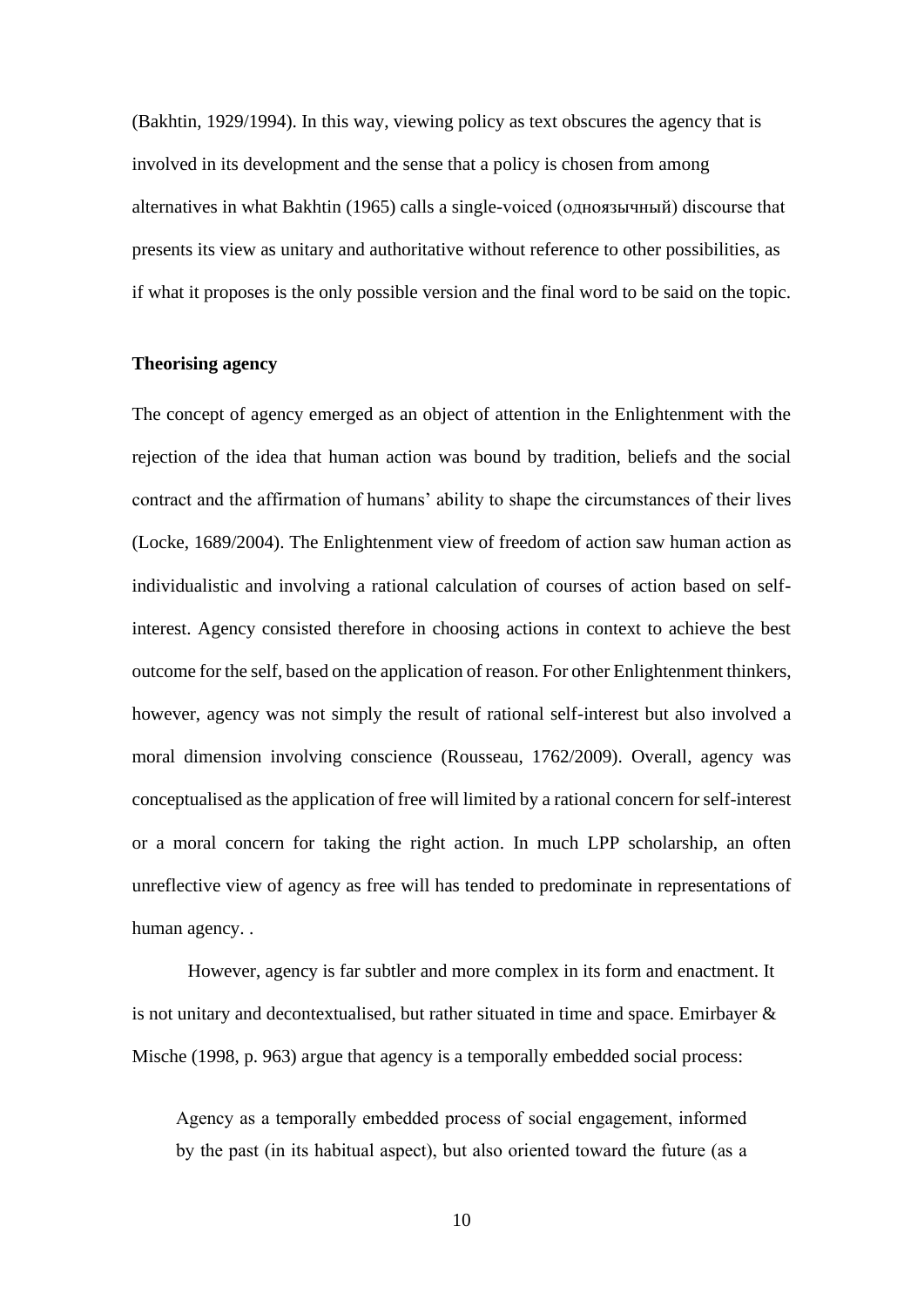(Bakhtin, 1929/1994). In this way, viewing policy as text obscures the agency that is involved in its development and the sense that a policy is chosen from among alternatives in what Bakhtin (1965) calls a single-voiced (одноязычный) discourse that presents its view as unitary and authoritative without reference to other possibilities, as if what it proposes is the only possible version and the final word to be said on the topic.

**Theorising agency**

The concept of agency emerged as an object of attention in the Enlightenment with the rejection of the idea that human action was bound by tradition, beliefs and the social contract and the affirmation of humans' ability to shape the circumstances of their lives (Locke, 1689/2004). The Enlightenment view of freedom of action saw human action as individualistic and involving a rational calculation of courses of action based on self-interest. Agency consisted therefore in choosing actions in context to achieve the best outcome for the self, based on the application of reason. For other Enlightenment thinkers, however, agency was not simply the result of rational self-interest but also involved a moral dimension involving conscience (Rousseau, 1762/2009). Overall, agency was conceptualised as the application of free will limited by a rational concern for self-interest or a moral concern for taking the right action. In much LPP scholarship, an often unreflective view of agency as free will has tended to predominate in representations of human agency. .

However, agency is far subtler and more complex in its form and enactment. It is not unitary and decontextualised, but rather situated in time and space. Emirbayer & Mische (1998, p. 963) argue that agency is a temporally embedded social process:

> Agency as a temporally embedded process of social engagement, informed by the past (in its habitual aspect), but also oriented toward the future (as a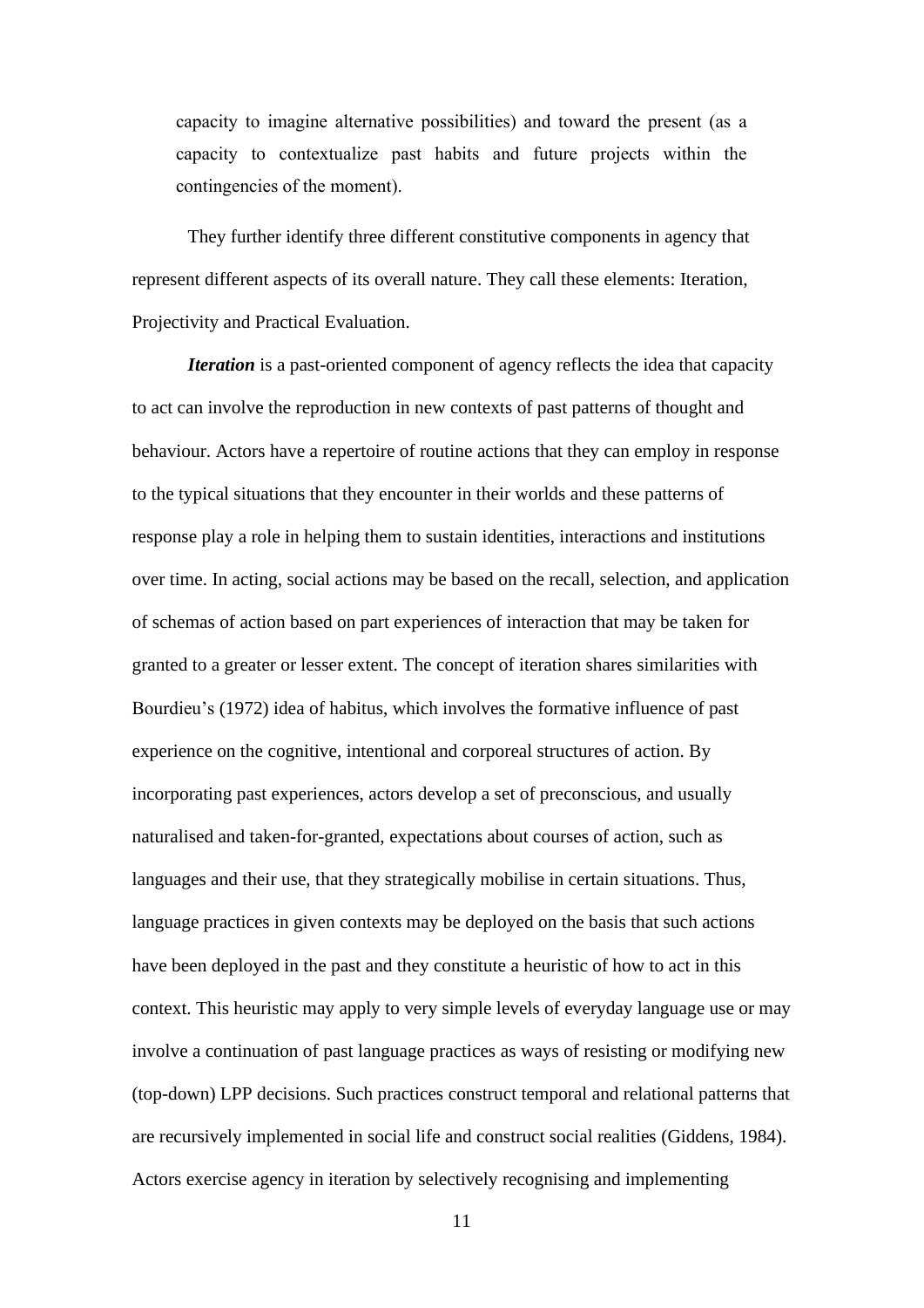capacity to imagine alternative possibilities) and toward the present (as a capacity to contextualize past habits and future projects within the contingencies of the moment).

They further identify three different constitutive components in agency that represent different aspects of its overall nature. They call these elements: Iteration, Projectivity and Practical Evaluation.

***Iteration*** is a past-oriented component of agency reflects the idea that capacity to act can involve the reproduction in new contexts of past patterns of thought and behaviour. Actors have a repertoire of routine actions that they can employ in response to the typical situations that they encounter in their worlds and these patterns of response play a role in helping them to sustain identities, interactions and institutions over time. In acting, social actions may be based on the recall, selection, and application of schemas of action based on part experiences of interaction that may be taken for granted to a greater or lesser extent. The concept of iteration shares similarities with Bourdieu's (1972) idea of habitus, which involves the formative influence of past experience on the cognitive, intentional and corporeal structures of action. By incorporating past experiences, actors develop a set of preconscious, and usually naturalised and taken-for-granted, expectations about courses of action, such as languages and their use, that they strategically mobilise in certain situations. Thus, language practices in given contexts may be deployed on the basis that such actions have been deployed in the past and they constitute a heuristic of how to act in this context. This heuristic may apply to very simple levels of everyday language use or may involve a continuation of past language practices as ways of resisting or modifying new (top-down) LPP decisions. Such practices construct temporal and relational patterns that are recursively implemented in social life and construct social realities (Giddens, 1984). Actors exercise agency in iteration by selectively recognising and implementing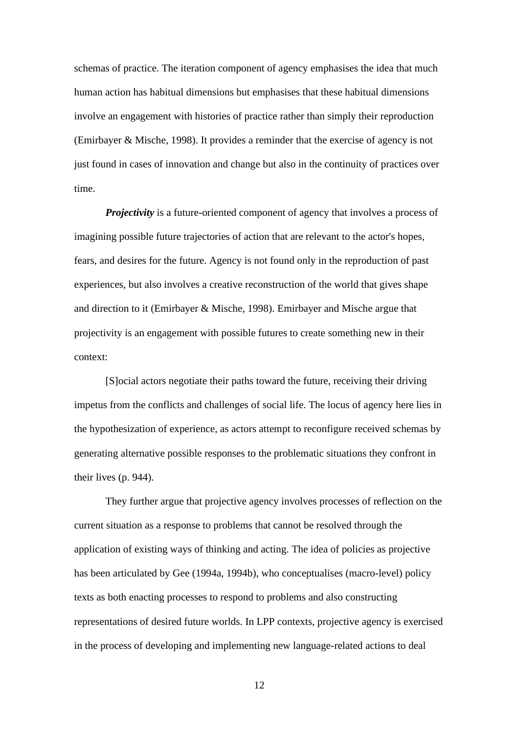schemas of practice. The iteration component of agency emphasises the idea that much human action has habitual dimensions but emphasises that these habitual dimensions involve an engagement with histories of practice rather than simply their reproduction (Emirbayer & Mische, 1998). It provides a reminder that the exercise of agency is not just found in cases of innovation and change but also in the continuity of practices over time.

***Projectivity*** is a future-oriented component of agency that involves a process of imagining possible future trajectories of action that are relevant to the actor's hopes, fears, and desires for the future. Agency is not found only in the reproduction of past experiences, but also involves a creative reconstruction of the world that gives shape and direction to it (Emirbayer & Mische, 1998). Emirbayer and Mische argue that projectivity is an engagement with possible futures to create something new in their context:

> [S]ocial actors negotiate their paths toward the future, receiving their driving impetus from the conflicts and challenges of social life. The locus of agency here lies in the hypothesization of experience, as actors attempt to reconfigure received schemas by generating alternative possible responses to the problematic situations they confront in their lives (p. 944).

They further argue that projective agency involves processes of reflection on the current situation as a response to problems that cannot be resolved through the application of existing ways of thinking and acting. The idea of policies as projective has been articulated by Gee (1994a, 1994b), who conceptualises (macro-level) policy texts as both enacting processes to respond to problems and also constructing representations of desired future worlds. In LPP contexts, projective agency is exercised in the process of developing and implementing new language-related actions to deal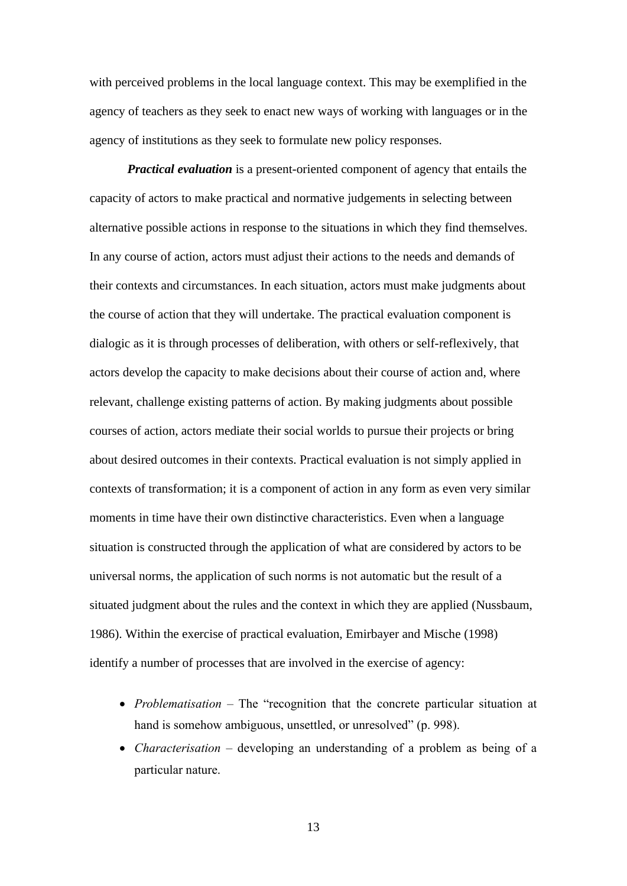with perceived problems in the local language context. This may be exemplified in the agency of teachers as they seek to enact new ways of working with languages or in the agency of institutions as they seek to formulate new policy responses.

***Practical evaluation*** is a present-oriented component of agency that entails the capacity of actors to make practical and normative judgements in selecting between alternative possible actions in response to the situations in which they find themselves. In any course of action, actors must adjust their actions to the needs and demands of their contexts and circumstances. In each situation, actors must make judgments about the course of action that they will undertake. The practical evaluation component is dialogic as it is through processes of deliberation, with others or self-reflexively, that actors develop the capacity to make decisions about their course of action and, where relevant, challenge existing patterns of action. By making judgments about possible courses of action, actors mediate their social worlds to pursue their projects or bring about desired outcomes in their contexts. Practical evaluation is not simply applied in contexts of transformation; it is a component of action in any form as even very similar moments in time have their own distinctive characteristics. Even when a language situation is constructed through the application of what are considered by actors to be universal norms, the application of such norms is not automatic but the result of a situated judgment about the rules and the context in which they are applied (Nussbaum, 1986). Within the exercise of practical evaluation, Emirbayer and Mische (1998) identify a number of processes that are involved in the exercise of agency:

- *Problematisation* – The "recognition that the concrete particular situation at hand is somehow ambiguous, unsettled, or unresolved" (p. 998).
- *Characterisation* – developing an understanding of a problem as being of a particular nature.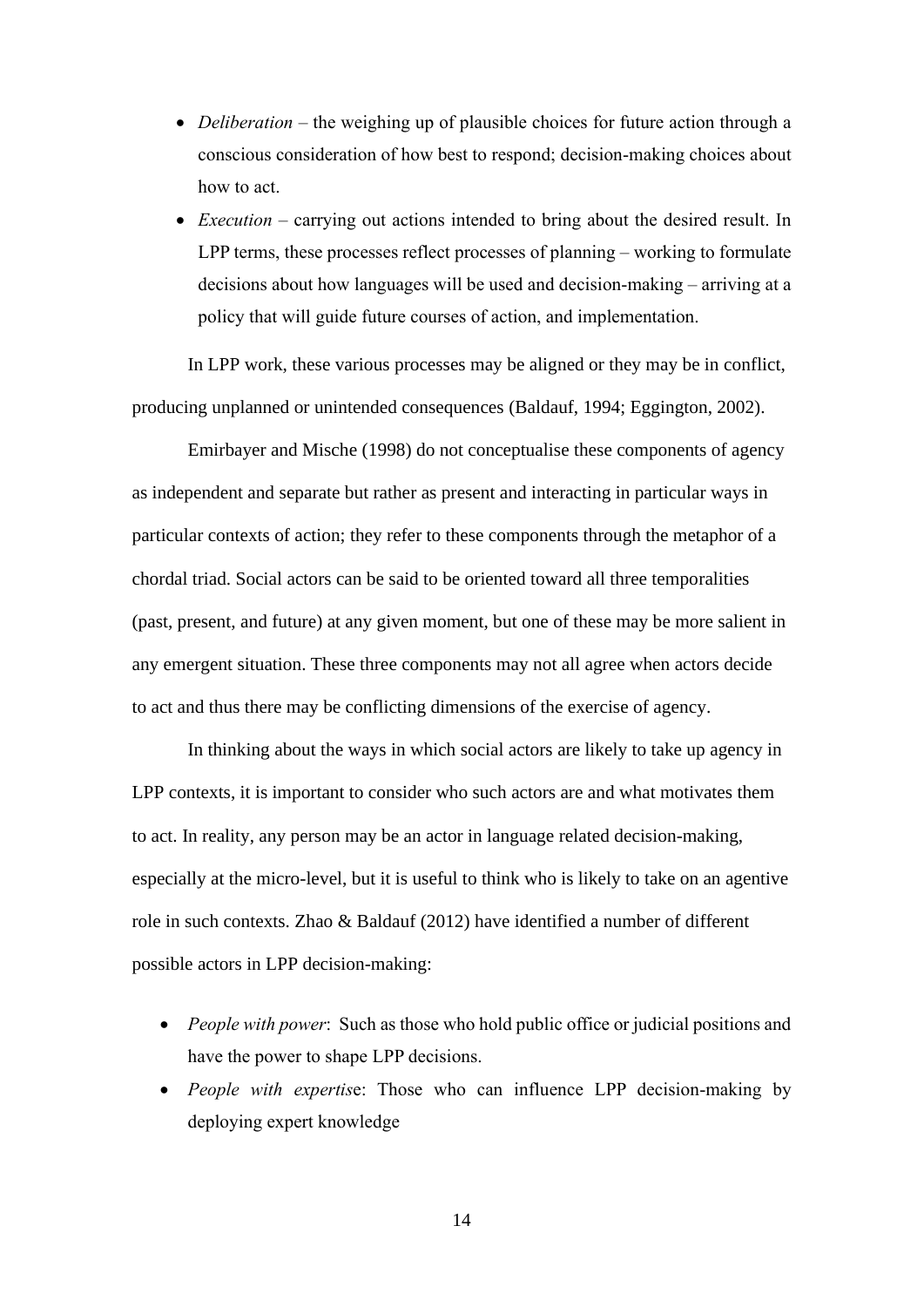- *Deliberation* – the weighing up of plausible choices for future action through a conscious consideration of how best to respond; decision-making choices about how to act.
- *Execution* – carrying out actions intended to bring about the desired result. In LPP terms, these processes reflect processes of planning – working to formulate decisions about how languages will be used and decision-making – arriving at a policy that will guide future courses of action, and implementation.

In LPP work, these various processes may be aligned or they may be in conflict, producing unplanned or unintended consequences (Baldauf, 1994; Eggington, 2002).

Emirbayer and Mische (1998) do not conceptualise these components of agency as independent and separate but rather as present and interacting in particular ways in particular contexts of action; they refer to these components through the metaphor of a chordal triad. Social actors can be said to be oriented toward all three temporalities (past, present, and future) at any given moment, but one of these may be more salient in any emergent situation. These three components may not all agree when actors decide to act and thus there may be conflicting dimensions of the exercise of agency.

In thinking about the ways in which social actors are likely to take up agency in LPP contexts, it is important to consider who such actors are and what motivates them to act. In reality, any person may be an actor in language related decision-making, especially at the micro-level, but it is useful to think who is likely to take on an agentive role in such contexts. Zhao & Baldauf (2012) have identified a number of different possible actors in LPP decision-making:

- *People with power*: Such as those who hold public office or judicial positions and have the power to shape LPP decisions.
- *People with expertise*: Those who can influence LPP decision-making by deploying expert knowledge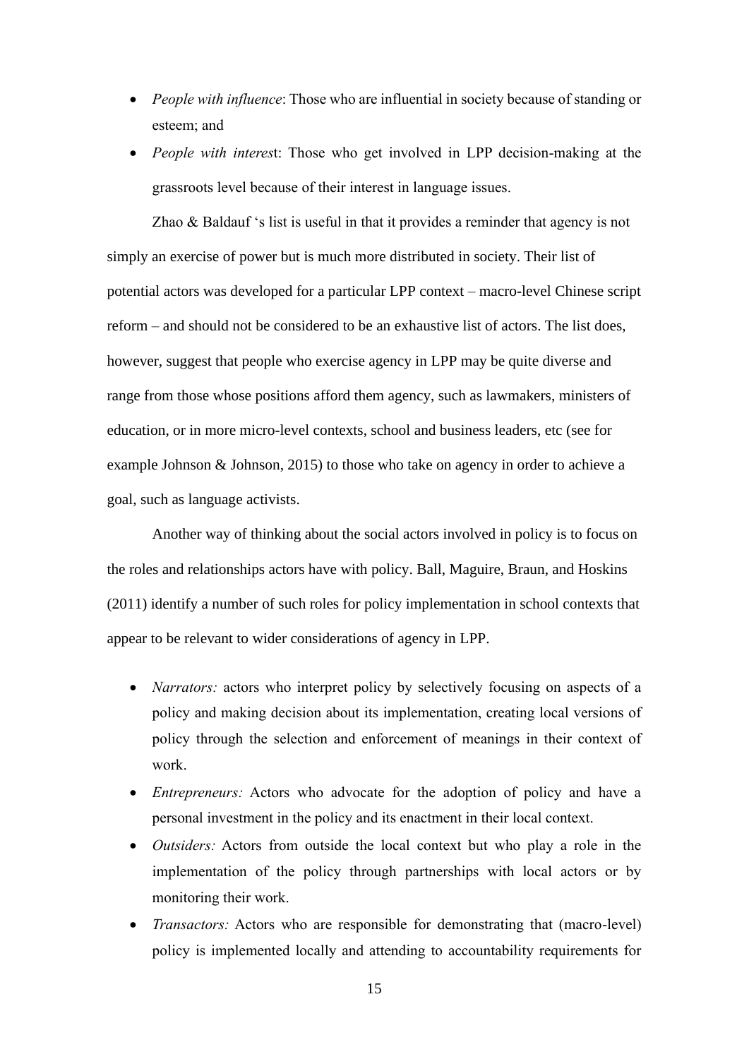- *People with influence*: Those who are influential in society because of standing or esteem; and
- *People with interest*: Those who get involved in LPP decision-making at the grassroots level because of their interest in language issues.

Zhao & Baldauf 's list is useful in that it provides a reminder that agency is not simply an exercise of power but is much more distributed in society. Their list of potential actors was developed for a particular LPP context – macro-level Chinese script reform – and should not be considered to be an exhaustive list of actors. The list does, however, suggest that people who exercise agency in LPP may be quite diverse and range from those whose positions afford them agency, such as lawmakers, ministers of education, or in more micro-level contexts, school and business leaders, etc (see for example Johnson & Johnson, 2015) to those who take on agency in order to achieve a goal, such as language activists.

Another way of thinking about the social actors involved in policy is to focus on the roles and relationships actors have with policy. Ball, Maguire, Braun, and Hoskins (2011) identify a number of such roles for policy implementation in school contexts that appear to be relevant to wider considerations of agency in LPP.

- *Narrators:* actors who interpret policy by selectively focusing on aspects of a policy and making decision about its implementation, creating local versions of policy through the selection and enforcement of meanings in their context of work.
- *Entrepreneurs:* Actors who advocate for the adoption of policy and have a personal investment in the policy and its enactment in their local context.
- *Outsiders:* Actors from outside the local context but who play a role in the implementation of the policy through partnerships with local actors or by monitoring their work.
- *Transactors:* Actors who are responsible for demonstrating that (macro-level) policy is implemented locally and attending to accountability requirements for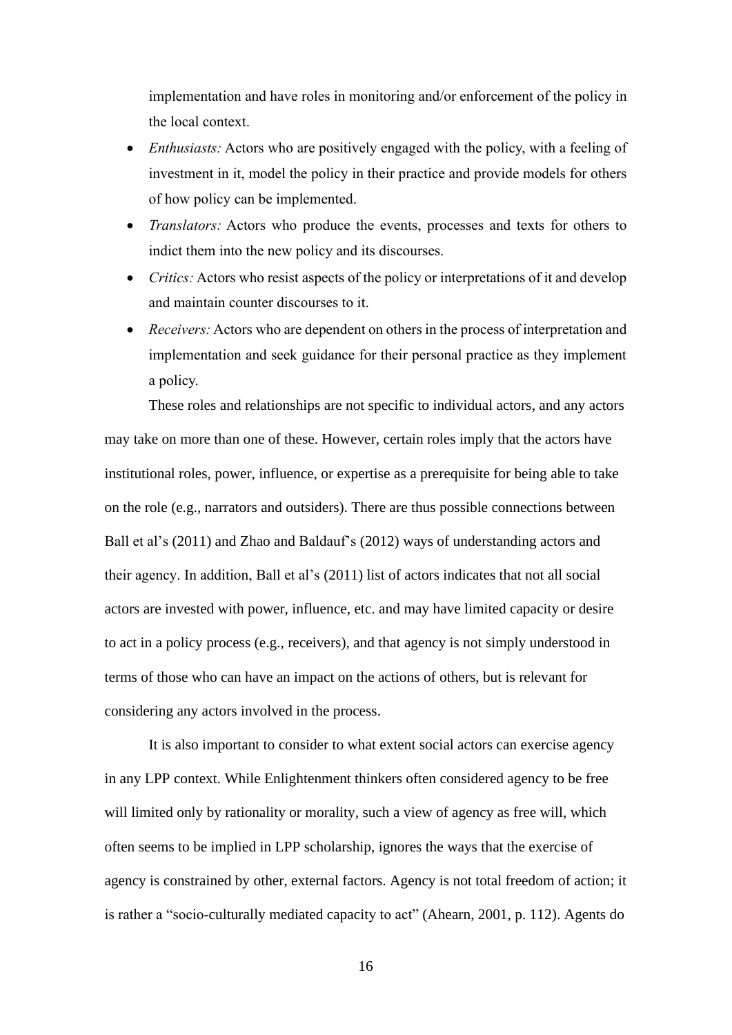implementation and have roles in monitoring and/or enforcement of the policy in the local context.

- *Enthusiasts:* Actors who are positively engaged with the policy, with a feeling of investment in it, model the policy in their practice and provide models for others of how policy can be implemented.
- *Translators:* Actors who produce the events, processes and texts for others to indict them into the new policy and its discourses.
- *Critics:* Actors who resist aspects of the policy or interpretations of it and develop and maintain counter discourses to it.
- *Receivers:* Actors who are dependent on others in the process of interpretation and implementation and seek guidance for their personal practice as they implement a policy.

These roles and relationships are not specific to individual actors, and any actors may take on more than one of these. However, certain roles imply that the actors have institutional roles, power, influence, or expertise as a prerequisite for being able to take on the role (e.g., narrators and outsiders). There are thus possible connections between Ball et al's (2011) and Zhao and Baldauf's (2012) ways of understanding actors and their agency. In addition, Ball et al's (2011) list of actors indicates that not all social actors are invested with power, influence, etc. and may have limited capacity or desire to act in a policy process (e.g., receivers), and that agency is not simply understood in terms of those who can have an impact on the actions of others, but is relevant for considering any actors involved in the process.

It is also important to consider to what extent social actors can exercise agency in any LPP context. While Enlightenment thinkers often considered agency to be free will limited only by rationality or morality, such a view of agency as free will, which often seems to be implied in LPP scholarship, ignores the ways that the exercise of agency is constrained by other, external factors. Agency is not total freedom of action; it is rather a "socio-culturally mediated capacity to act" (Ahearn, 2001, p. 112). Agents do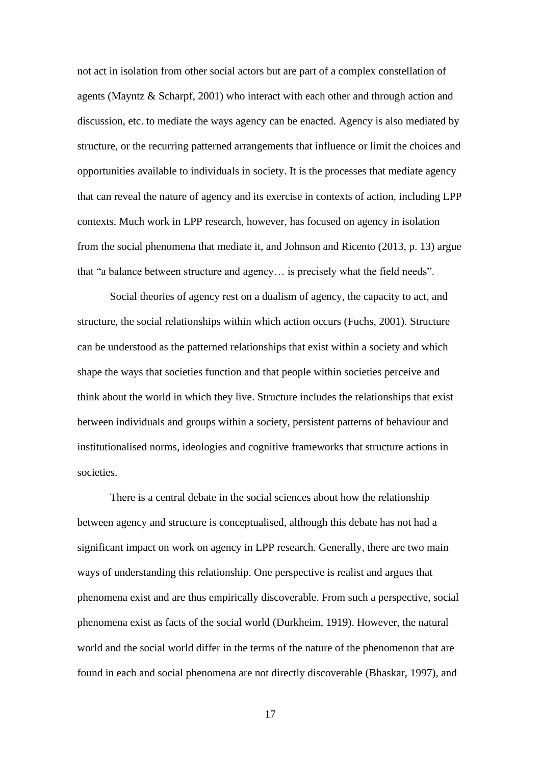not act in isolation from other social actors but are part of a complex constellation of agents (Mayntz & Scharpf, 2001) who interact with each other and through action and discussion, etc. to mediate the ways agency can be enacted. Agency is also mediated by structure, or the recurring patterned arrangements that influence or limit the choices and opportunities available to individuals in society. It is the processes that mediate agency that can reveal the nature of agency and its exercise in contexts of action, including LPP contexts. Much work in LPP research, however, has focused on agency in isolation from the social phenomena that mediate it, and Johnson and Ricento (2013, p. 13) argue that "a balance between structure and agency… is precisely what the field needs".

Social theories of agency rest on a dualism of agency, the capacity to act, and structure, the social relationships within which action occurs (Fuchs, 2001). Structure can be understood as the patterned relationships that exist within a society and which shape the ways that societies function and that people within societies perceive and think about the world in which they live. Structure includes the relationships that exist between individuals and groups within a society, persistent patterns of behaviour and institutionalised norms, ideologies and cognitive frameworks that structure actions in societies.

There is a central debate in the social sciences about how the relationship between agency and structure is conceptualised, although this debate has not had a significant impact on work on agency in LPP research. Generally, there are two main ways of understanding this relationship. One perspective is realist and argues that phenomena exist and are thus empirically discoverable. From such a perspective, social phenomena exist as facts of the social world (Durkheim, 1919). However, the natural world and the social world differ in the terms of the nature of the phenomenon that are found in each and social phenomena are not directly discoverable (Bhaskar, 1997), and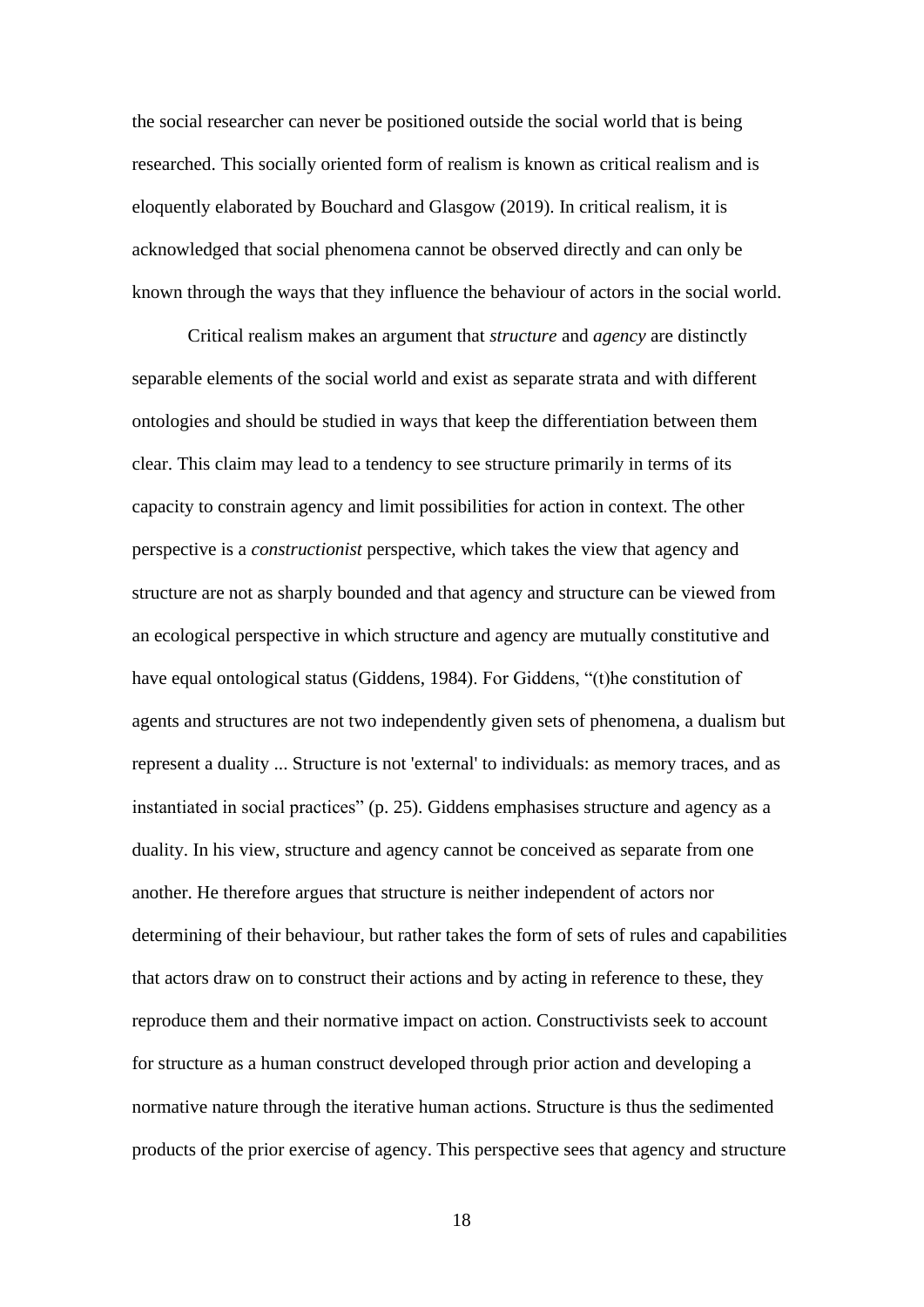the social researcher can never be positioned outside the social world that is being researched. This socially oriented form of realism is known as critical realism and is eloquently elaborated by Bouchard and Glasgow (2019). In critical realism, it is acknowledged that social phenomena cannot be observed directly and can only be known through the ways that they influence the behaviour of actors in the social world.

Critical realism makes an argument that *structure* and *agency* are distinctly separable elements of the social world and exist as separate strata and with different ontologies and should be studied in ways that keep the differentiation between them clear. This claim may lead to a tendency to see structure primarily in terms of its capacity to constrain agency and limit possibilities for action in context. The other perspective is a *constructionist* perspective, which takes the view that agency and structure are not as sharply bounded and that agency and structure can be viewed from an ecological perspective in which structure and agency are mutually constitutive and have equal ontological status (Giddens, 1984). For Giddens, "(t)he constitution of agents and structures are not two independently given sets of phenomena, a dualism but represent a duality ... Structure is not 'external' to individuals: as memory traces, and as instantiated in social practices" (p. 25). Giddens emphasises structure and agency as a duality. In his view, structure and agency cannot be conceived as separate from one another. He therefore argues that structure is neither independent of actors nor determining of their behaviour, but rather takes the form of sets of rules and capabilities that actors draw on to construct their actions and by acting in reference to these, they reproduce them and their normative impact on action. Constructivists seek to account for structure as a human construct developed through prior action and developing a normative nature through the iterative human actions. Structure is thus the sedimented products of the prior exercise of agency. This perspective sees that agency and structure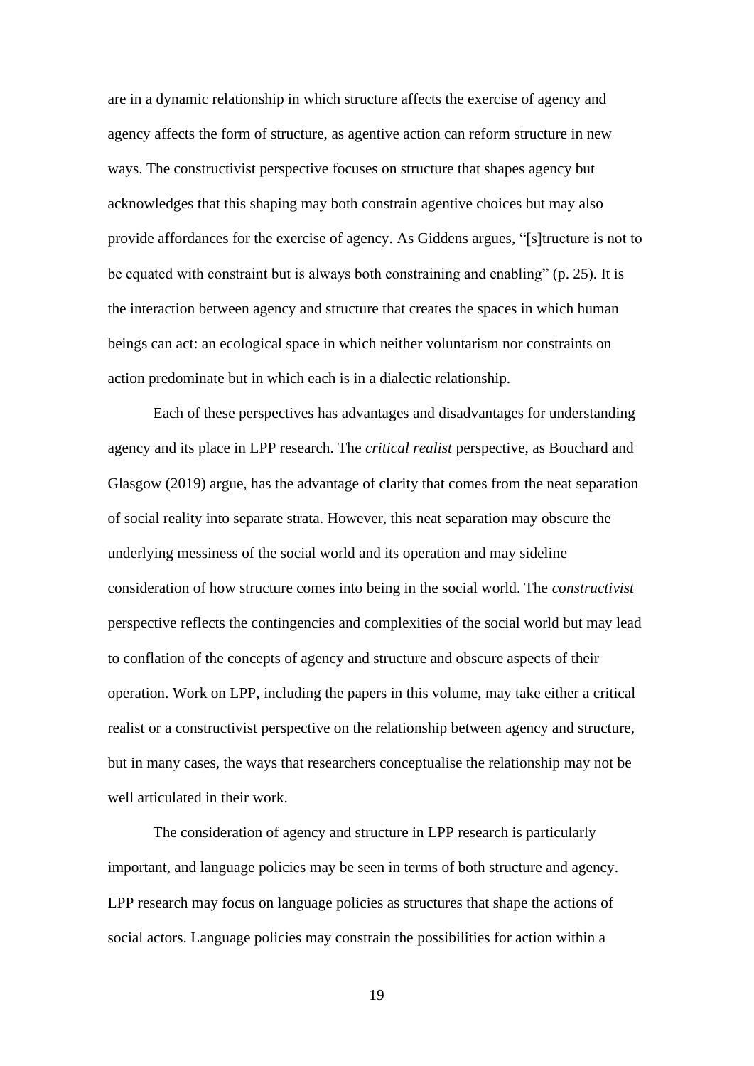are in a dynamic relationship in which structure affects the exercise of agency and agency affects the form of structure, as agentive action can reform structure in new ways. The constructivist perspective focuses on structure that shapes agency but acknowledges that this shaping may both constrain agentive choices but may also provide affordances for the exercise of agency. As Giddens argues, "[s]tructure is not to be equated with constraint but is always both constraining and enabling" (p. 25). It is the interaction between agency and structure that creates the spaces in which human beings can act: an ecological space in which neither voluntarism nor constraints on action predominate but in which each is in a dialectic relationship.

Each of these perspectives has advantages and disadvantages for understanding agency and its place in LPP research. The *critical realist* perspective, as Bouchard and Glasgow (2019) argue, has the advantage of clarity that comes from the neat separation of social reality into separate strata. However, this neat separation may obscure the underlying messiness of the social world and its operation and may sideline consideration of how structure comes into being in the social world. The *constructivist* perspective reflects the contingencies and complexities of the social world but may lead to conflation of the concepts of agency and structure and obscure aspects of their operation. Work on LPP, including the papers in this volume, may take either a critical realist or a constructivist perspective on the relationship between agency and structure, but in many cases, the ways that researchers conceptualise the relationship may not be well articulated in their work.

The consideration of agency and structure in LPP research is particularly important, and language policies may be seen in terms of both structure and agency. LPP research may focus on language policies as structures that shape the actions of social actors. Language policies may constrain the possibilities for action within a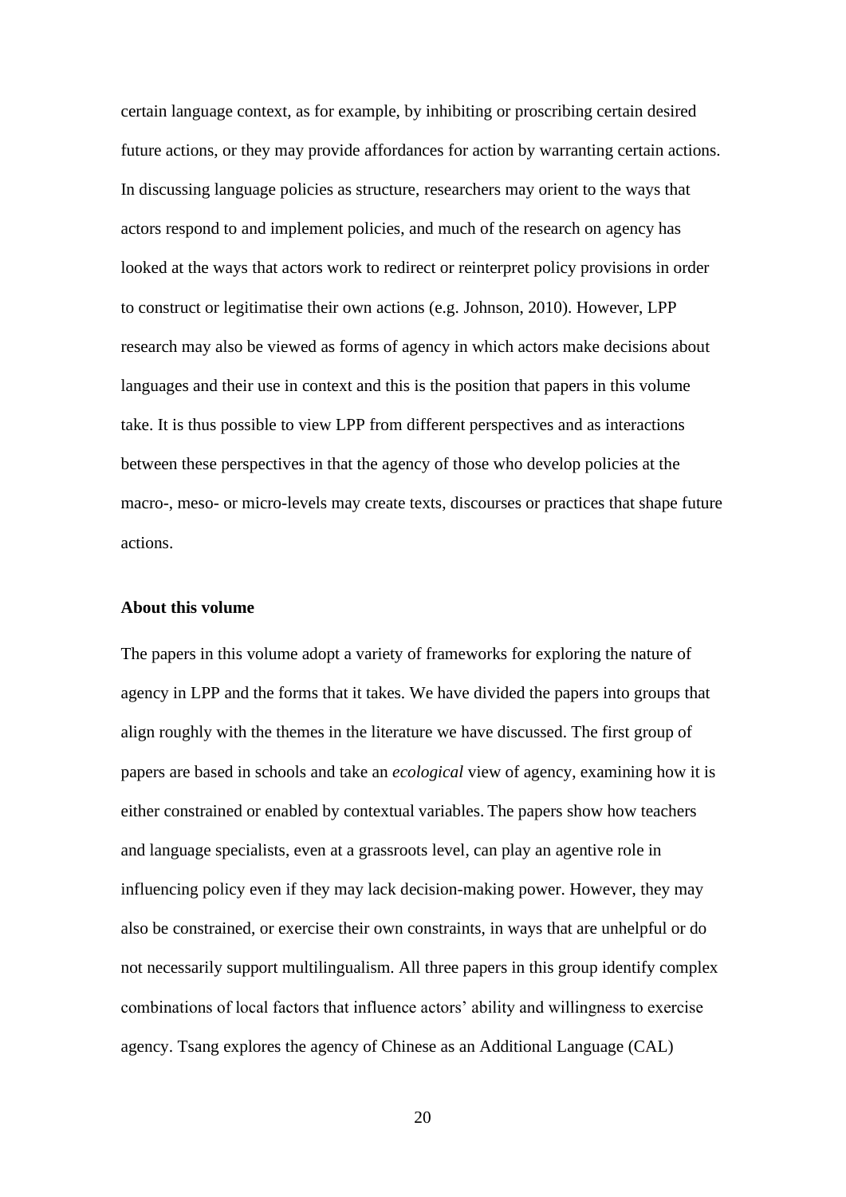certain language context, as for example, by inhibiting or proscribing certain desired future actions, or they may provide affordances for action by warranting certain actions. In discussing language policies as structure, researchers may orient to the ways that actors respond to and implement policies, and much of the research on agency has looked at the ways that actors work to redirect or reinterpret policy provisions in order to construct or legitimatise their own actions (e.g. Johnson, 2010). However, LPP research may also be viewed as forms of agency in which actors make decisions about languages and their use in context and this is the position that papers in this volume take. It is thus possible to view LPP from different perspectives and as interactions between these perspectives in that the agency of those who develop policies at the macro-, meso- or micro-levels may create texts, discourses or practices that shape future actions.

**About this volume**

The papers in this volume adopt a variety of frameworks for exploring the nature of agency in LPP and the forms that it takes. We have divided the papers into groups that align roughly with the themes in the literature we have discussed. The first group of papers are based in schools and take an *ecological* view of agency, examining how it is either constrained or enabled by contextual variables. The papers show how teachers and language specialists, even at a grassroots level, can play an agentive role in influencing policy even if they may lack decision-making power. However, they may also be constrained, or exercise their own constraints, in ways that are unhelpful or do not necessarily support multilingualism. All three papers in this group identify complex combinations of local factors that influence actors' ability and willingness to exercise agency. Tsang explores the agency of Chinese as an Additional Language (CAL)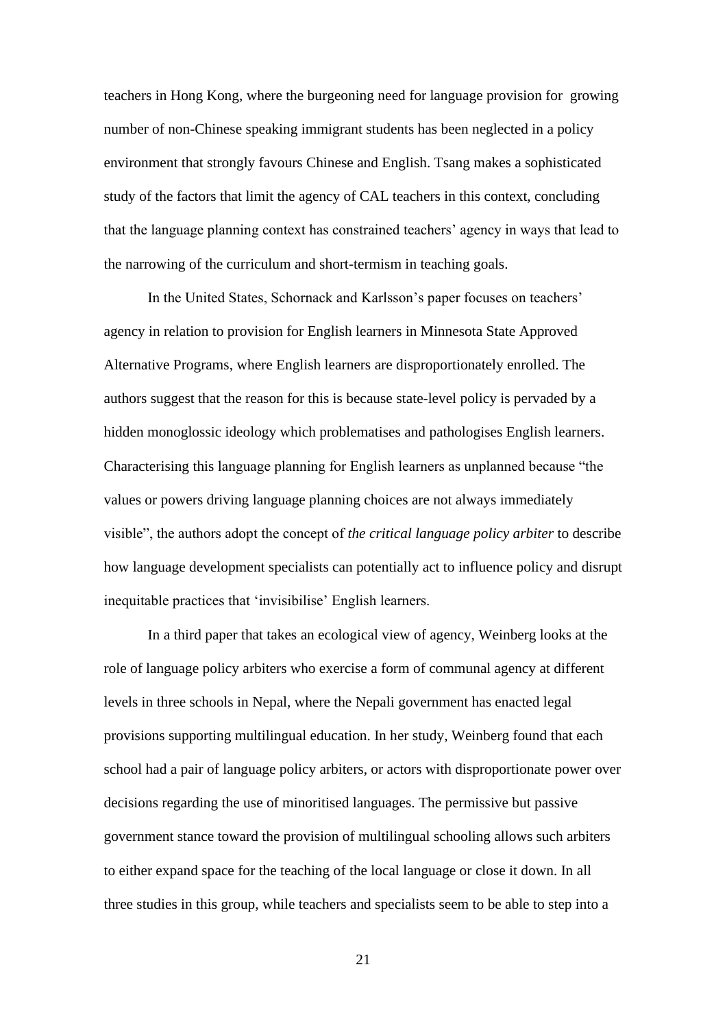teachers in Hong Kong, where the burgeoning need for language provision for growing number of non-Chinese speaking immigrant students has been neglected in a policy environment that strongly favours Chinese and English. Tsang makes a sophisticated study of the factors that limit the agency of CAL teachers in this context, concluding that the language planning context has constrained teachers' agency in ways that lead to the narrowing of the curriculum and short-termism in teaching goals.

In the United States, Schornack and Karlsson's paper focuses on teachers' agency in relation to provision for English learners in Minnesota State Approved Alternative Programs, where English learners are disproportionately enrolled. The authors suggest that the reason for this is because state-level policy is pervaded by a hidden monoglossic ideology which problematises and pathologises English learners. Characterising this language planning for English learners as unplanned because "the values or powers driving language planning choices are not always immediately visible", the authors adopt the concept of *the critical language policy arbiter* to describe how language development specialists can potentially act to influence policy and disrupt inequitable practices that 'invisibilise' English learners.

In a third paper that takes an ecological view of agency, Weinberg looks at the role of language policy arbiters who exercise a form of communal agency at different levels in three schools in Nepal, where the Nepali government has enacted legal provisions supporting multilingual education. In her study, Weinberg found that each school had a pair of language policy arbiters, or actors with disproportionate power over decisions regarding the use of minoritised languages. The permissive but passive government stance toward the provision of multilingual schooling allows such arbiters to either expand space for the teaching of the local language or close it down. In all three studies in this group, while teachers and specialists seem to be able to step into a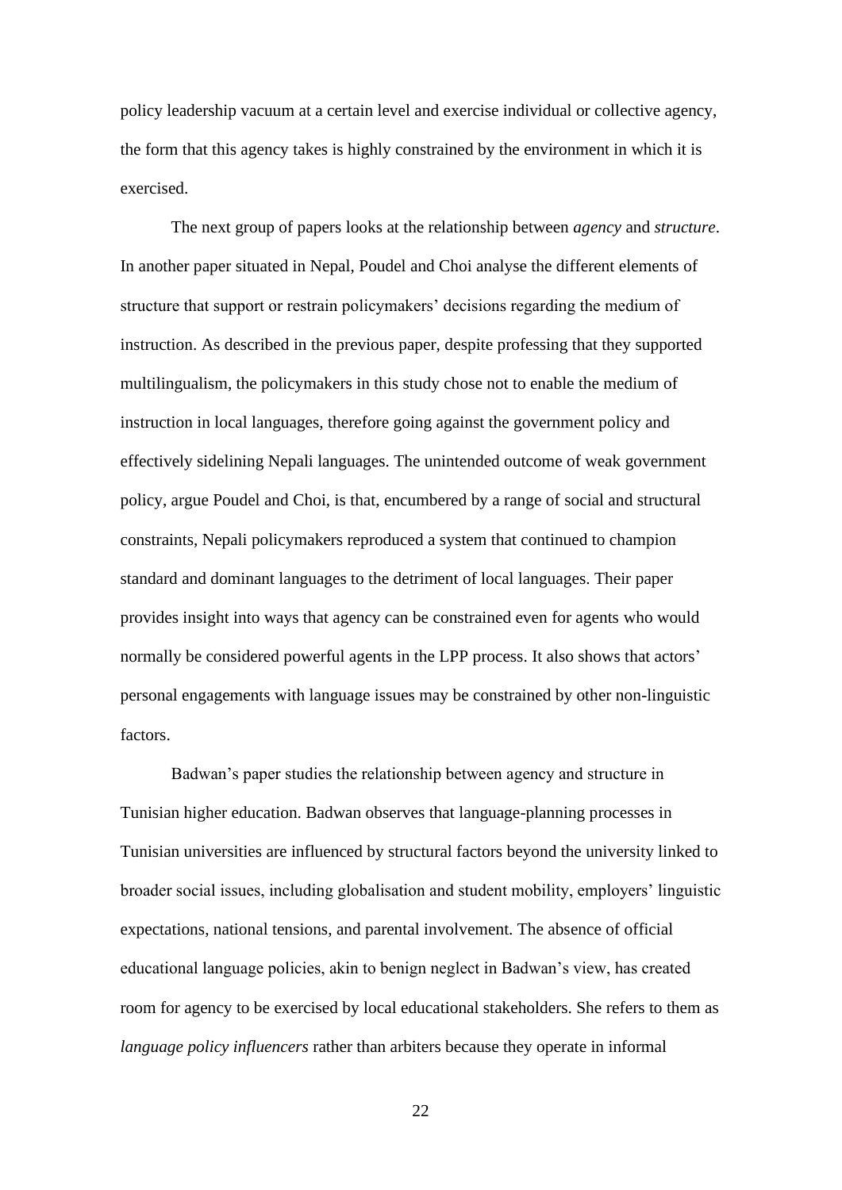policy leadership vacuum at a certain level and exercise individual or collective agency, the form that this agency takes is highly constrained by the environment in which it is exercised.

The next group of papers looks at the relationship between *agency* and *structure*. In another paper situated in Nepal, Poudel and Choi analyse the different elements of structure that support or restrain policymakers' decisions regarding the medium of instruction. As described in the previous paper, despite professing that they supported multilingualism, the policymakers in this study chose not to enable the medium of instruction in local languages, therefore going against the government policy and effectively sidelining Nepali languages. The unintended outcome of weak government policy, argue Poudel and Choi, is that, encumbered by a range of social and structural constraints, Nepali policymakers reproduced a system that continued to champion standard and dominant languages to the detriment of local languages. Their paper provides insight into ways that agency can be constrained even for agents who would normally be considered powerful agents in the LPP process. It also shows that actors' personal engagements with language issues may be constrained by other non-linguistic factors.

Badwan's paper studies the relationship between agency and structure in Tunisian higher education. Badwan observes that language-planning processes in Tunisian universities are influenced by structural factors beyond the university linked to broader social issues, including globalisation and student mobility, employers' linguistic expectations, national tensions, and parental involvement. The absence of official educational language policies, akin to benign neglect in Badwan's view, has created room for agency to be exercised by local educational stakeholders. She refers to them as *language policy influencers* rather than arbiters because they operate in informal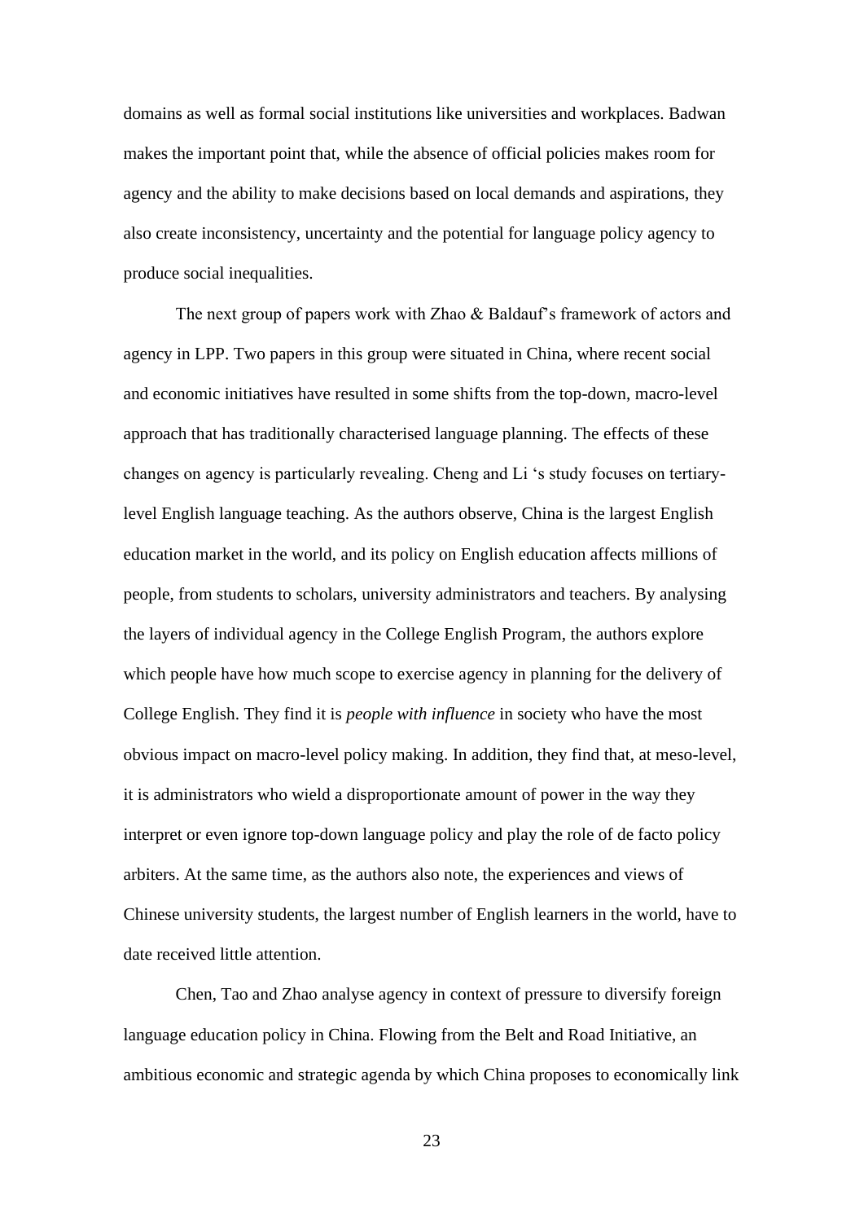domains as well as formal social institutions like universities and workplaces. Badwan makes the important point that, while the absence of official policies makes room for agency and the ability to make decisions based on local demands and aspirations, they also create inconsistency, uncertainty and the potential for language policy agency to produce social inequalities.

The next group of papers work with Zhao & Baldauf's framework of actors and agency in LPP. Two papers in this group were situated in China, where recent social and economic initiatives have resulted in some shifts from the top-down, macro-level approach that has traditionally characterised language planning. The effects of these changes on agency is particularly revealing. Cheng and Li 's study focuses on tertiary-level English language teaching. As the authors observe, China is the largest English education market in the world, and its policy on English education affects millions of people, from students to scholars, university administrators and teachers. By analysing the layers of individual agency in the College English Program, the authors explore which people have how much scope to exercise agency in planning for the delivery of College English. They find it is *people with influence* in society who have the most obvious impact on macro-level policy making. In addition, they find that, at meso-level, it is administrators who wield a disproportionate amount of power in the way they interpret or even ignore top-down language policy and play the role of de facto policy arbiters. At the same time, as the authors also note, the experiences and views of Chinese university students, the largest number of English learners in the world, have to date received little attention.

Chen, Tao and Zhao analyse agency in context of pressure to diversify foreign language education policy in China. Flowing from the Belt and Road Initiative, an ambitious economic and strategic agenda by which China proposes to economically link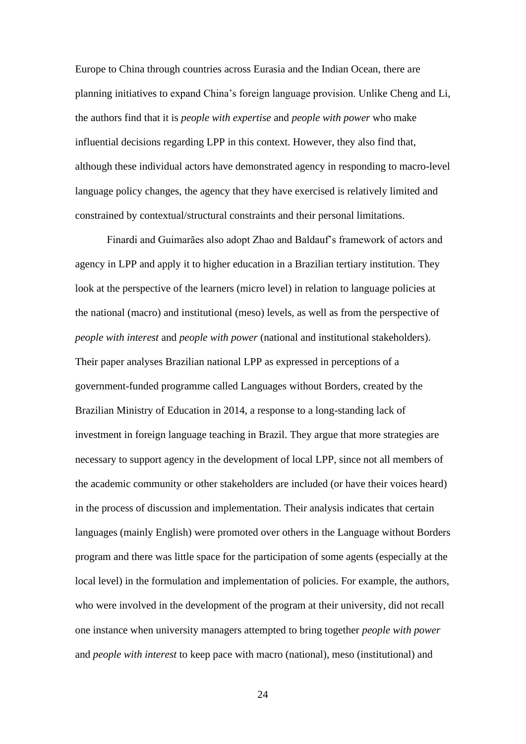Europe to China through countries across Eurasia and the Indian Ocean, there are planning initiatives to expand China's foreign language provision. Unlike Cheng and Li, the authors find that it is *people with expertise* and *people with power* who make influential decisions regarding LPP in this context. However, they also find that, although these individual actors have demonstrated agency in responding to macro-level language policy changes, the agency that they have exercised is relatively limited and constrained by contextual/structural constraints and their personal limitations.

Finardi and Guimarães also adopt Zhao and Baldauf's framework of actors and agency in LPP and apply it to higher education in a Brazilian tertiary institution. They look at the perspective of the learners (micro level) in relation to language policies at the national (macro) and institutional (meso) levels, as well as from the perspective of *people with interest* and *people with power* (national and institutional stakeholders). Their paper analyses Brazilian national LPP as expressed in perceptions of a government-funded programme called Languages without Borders, created by the Brazilian Ministry of Education in 2014, a response to a long-standing lack of investment in foreign language teaching in Brazil. They argue that more strategies are necessary to support agency in the development of local LPP, since not all members of the academic community or other stakeholders are included (or have their voices heard) in the process of discussion and implementation. Their analysis indicates that certain languages (mainly English) were promoted over others in the Language without Borders program and there was little space for the participation of some agents (especially at the local level) in the formulation and implementation of policies. For example, the authors, who were involved in the development of the program at their university, did not recall one instance when university managers attempted to bring together *people with power* and *people with interest* to keep pace with macro (national), meso (institutional) and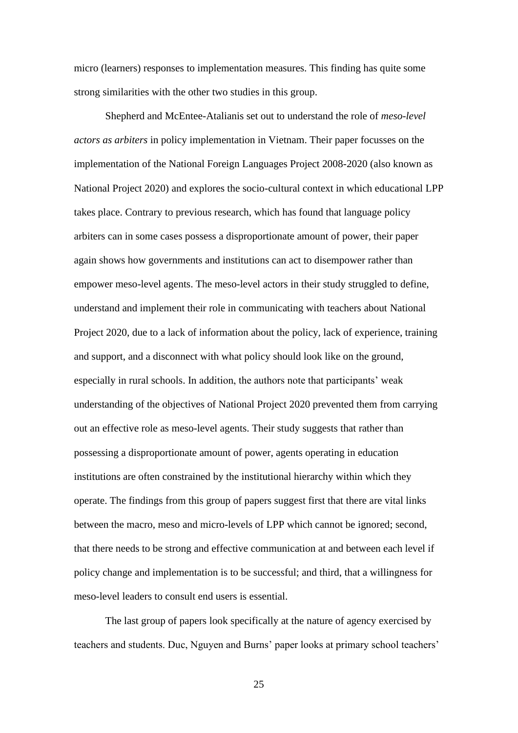micro (learners) responses to implementation measures. This finding has quite some strong similarities with the other two studies in this group.

Shepherd and McEntee-Atalianis set out to understand the role of *meso-level actors as arbiters* in policy implementation in Vietnam. Their paper focusses on the implementation of the National Foreign Languages Project 2008-2020 (also known as National Project 2020) and explores the socio-cultural context in which educational LPP takes place. Contrary to previous research, which has found that language policy arbiters can in some cases possess a disproportionate amount of power, their paper again shows how governments and institutions can act to disempower rather than empower meso-level agents. The meso-level actors in their study struggled to define, understand and implement their role in communicating with teachers about National Project 2020, due to a lack of information about the policy, lack of experience, training and support, and a disconnect with what policy should look like on the ground, especially in rural schools. In addition, the authors note that participants' weak understanding of the objectives of National Project 2020 prevented them from carrying out an effective role as meso-level agents. Their study suggests that rather than possessing a disproportionate amount of power, agents operating in education institutions are often constrained by the institutional hierarchy within which they operate. The findings from this group of papers suggest first that there are vital links between the macro, meso and micro-levels of LPP which cannot be ignored; second, that there needs to be strong and effective communication at and between each level if policy change and implementation is to be successful; and third, that a willingness for meso-level leaders to consult end users is essential.

The last group of papers look specifically at the nature of agency exercised by teachers and students. Duc, Nguyen and Burns' paper looks at primary school teachers'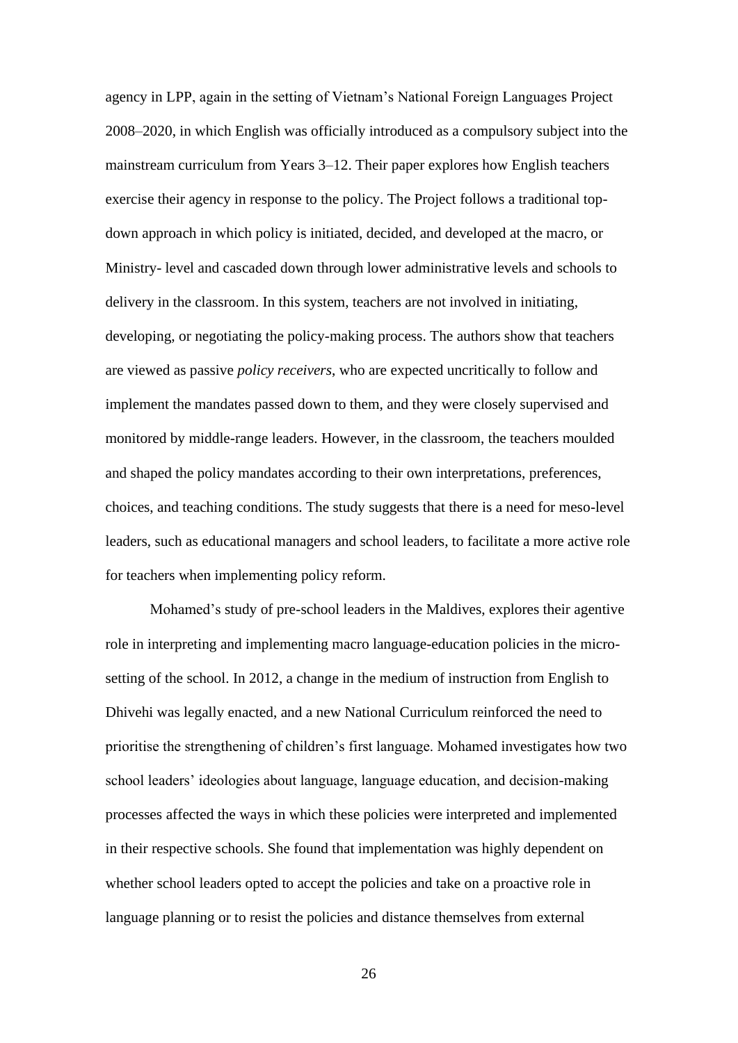agency in LPP, again in the setting of Vietnam's National Foreign Languages Project 2008–2020, in which English was officially introduced as a compulsory subject into the mainstream curriculum from Years 3–12. Their paper explores how English teachers exercise their agency in response to the policy. The Project follows a traditional top-down approach in which policy is initiated, decided, and developed at the macro, or Ministry- level and cascaded down through lower administrative levels and schools to delivery in the classroom. In this system, teachers are not involved in initiating, developing, or negotiating the policy-making process. The authors show that teachers are viewed as passive *policy receivers*, who are expected uncritically to follow and implement the mandates passed down to them, and they were closely supervised and monitored by middle-range leaders. However, in the classroom, the teachers moulded and shaped the policy mandates according to their own interpretations, preferences, choices, and teaching conditions. The study suggests that there is a need for meso-level leaders, such as educational managers and school leaders, to facilitate a more active role for teachers when implementing policy reform.

Mohamed's study of pre-school leaders in the Maldives, explores their agentive role in interpreting and implementing macro language-education policies in the micro-setting of the school. In 2012, a change in the medium of instruction from English to Dhivehi was legally enacted, and a new National Curriculum reinforced the need to prioritise the strengthening of children's first language. Mohamed investigates how two school leaders' ideologies about language, language education, and decision-making processes affected the ways in which these policies were interpreted and implemented in their respective schools. She found that implementation was highly dependent on whether school leaders opted to accept the policies and take on a proactive role in language planning or to resist the policies and distance themselves from external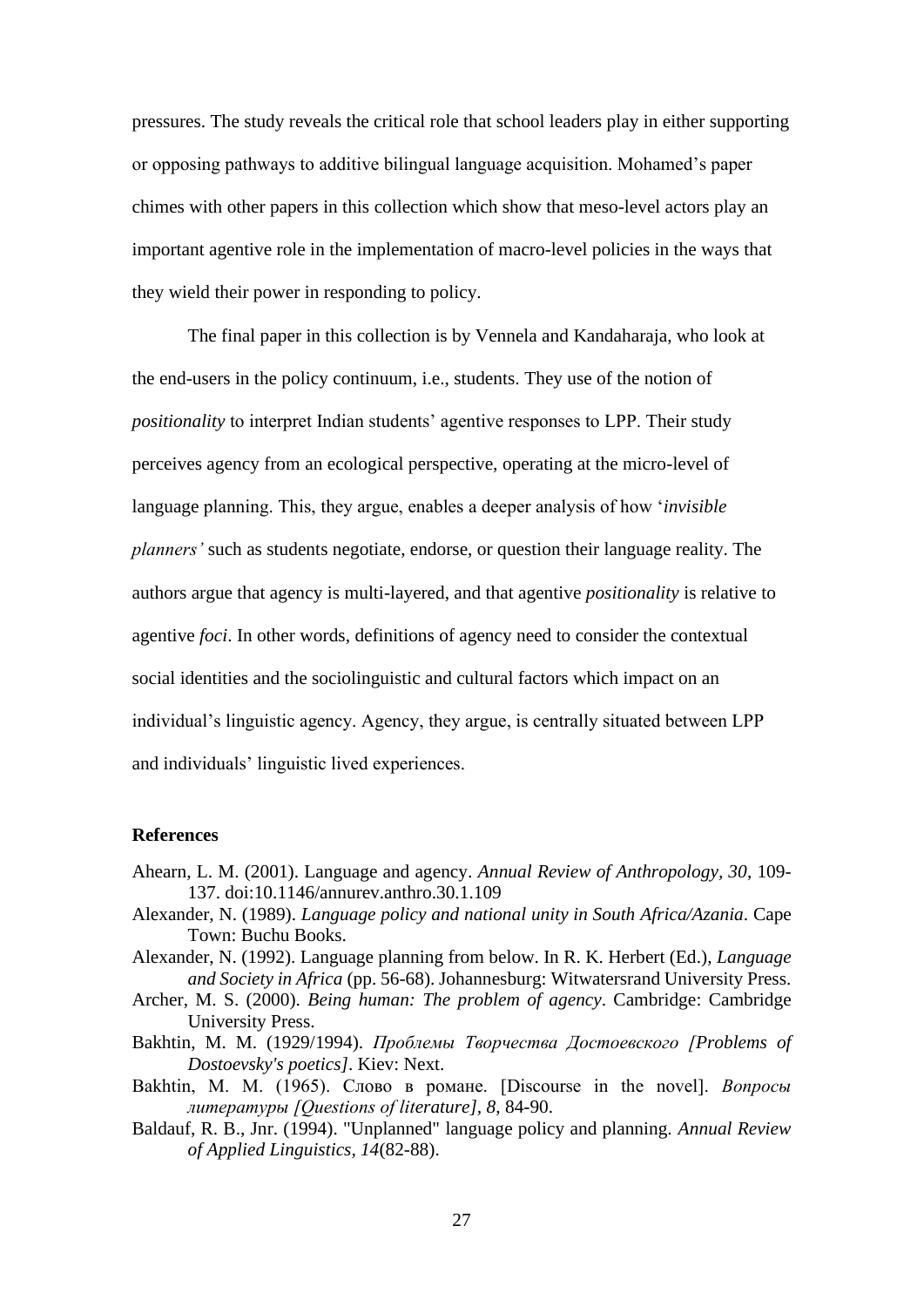pressures. The study reveals the critical role that school leaders play in either supporting or opposing pathways to additive bilingual language acquisition. Mohamed's paper chimes with other papers in this collection which show that meso-level actors play an important agentive role in the implementation of macro-level policies in the ways that they wield their power in responding to policy.

The final paper in this collection is by Vennela and Kandaharaja, who look at the end-users in the policy continuum, i.e., students. They use of the notion of *positionality* to interpret Indian students' agentive responses to LPP. Their study perceives agency from an ecological perspective, operating at the micro-level of language planning. This, they argue, enables a deeper analysis of how '*invisible planners'* such as students negotiate, endorse, or question their language reality. The authors argue that agency is multi-layered, and that agentive *positionality* is relative to agentive *foci*. In other words, definitions of agency need to consider the contextual social identities and the sociolinguistic and cultural factors which impact on an individual's linguistic agency. Agency, they argue, is centrally situated between LPP and individuals' linguistic lived experiences.

## References

Ahearn, L. M. (2001). Language and agency. *Annual Review of Anthropology, 30*, 109-137. doi:10.1146/annurev.anthro.30.1.109

Alexander, N. (1989). *Language policy and national unity in South Africa/Azania*. Cape Town: Buchu Books.

Alexander, N. (1992). Language planning from below. In R. K. Herbert (Ed.), *Language and Society in Africa* (pp. 56-68). Johannesburg: Witwatersrand University Press.

Archer, M. S. (2000). *Being human: The problem of agency*. Cambridge: Cambridge University Press.

Bakhtin, M. M. (1929/1994). *Проблемы Творчества Достоевского [Problems of Dostoevsky's poetics]*. Kiev: Next.

Bakhtin, M. M. (1965). Слово в романе. [Discourse in the novel]. *Вопросы литературы [Questions of literature], 8*, 84-90.

Baldauf, R. B., Jnr. (1994). "Unplanned" language policy and planning. *Annual Review of Applied Linguistics, 14*(82-88).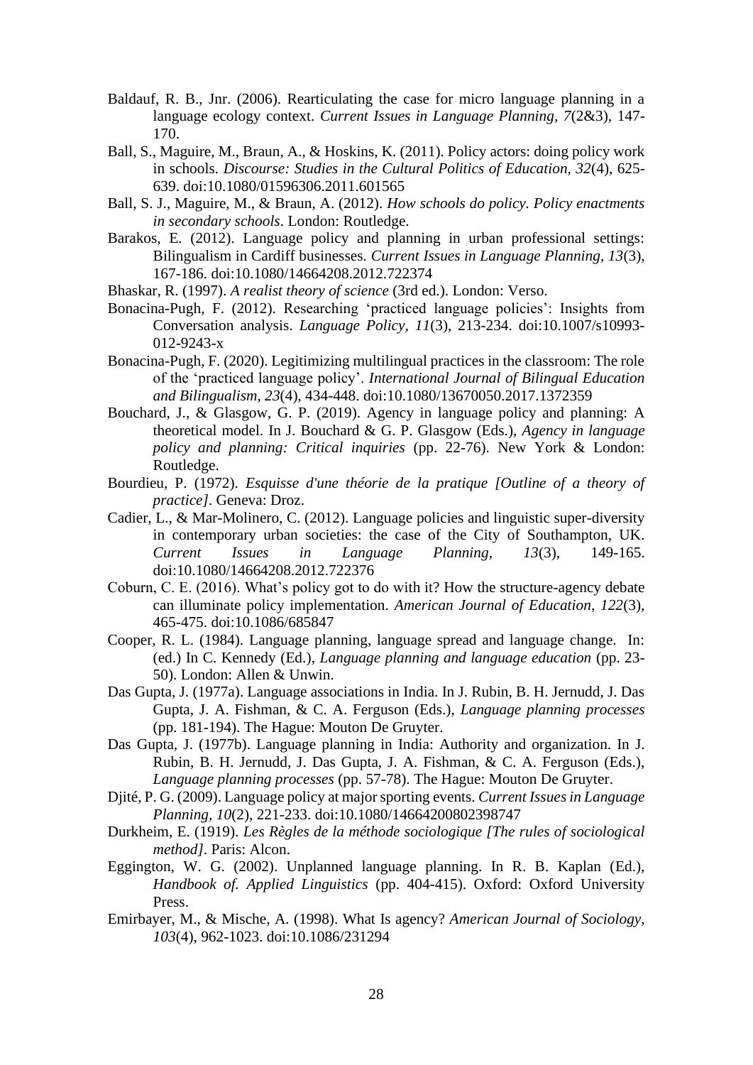Baldauf, R. B., Jnr. (2006). Rearticulating the case for micro language planning in a language ecology context. *Current Issues in Language Planning, 7*(2&3), 147-170.

Ball, S., Maguire, M., Braun, A., & Hoskins, K. (2011). Policy actors: doing policy work in schools. *Discourse: Studies in the Cultural Politics of Education, 32*(4), 625-639. doi:10.1080/01596306.2011.601565

Ball, S. J., Maguire, M., & Braun, A. (2012). *How schools do policy. Policy enactments in secondary schools*. London: Routledge.

Barakos, E. (2012). Language policy and planning in urban professional settings: Bilingualism in Cardiff businesses. *Current Issues in Language Planning, 13*(3), 167-186. doi:10.1080/14664208.2012.722374

Bhaskar, R. (1997). *A realist theory of science* (3rd ed.). London: Verso.

Bonacina-Pugh, F. (2012). Researching 'practiced language policies': Insights from Conversation analysis. *Language Policy, 11*(3), 213-234. doi:10.1007/s10993-012-9243-x

Bonacina-Pugh, F. (2020). Legitimizing multilingual practices in the classroom: The role of the 'practiced language policy'. *International Journal of Bilingual Education and Bilingualism, 23*(4), 434-448. doi:10.1080/13670050.2017.1372359

Bouchard, J., & Glasgow, G. P. (2019). Agency in language policy and planning: A theoretical model. In J. Bouchard & G. P. Glasgow (Eds.), *Agency in language policy and planning: Critical inquiries* (pp. 22-76). New York & London: Routledge.

Bourdieu, P. (1972). *Esquisse d'une théorie de la pratique [Outline of a theory of practice]*. Geneva: Droz.

Cadier, L., & Mar-Molinero, C. (2012). Language policies and linguistic super-diversity in contemporary urban societies: the case of the City of Southampton, UK. *Current Issues in Language Planning, 13*(3), 149-165. doi:10.1080/14664208.2012.722376

Coburn, C. E. (2016). What's policy got to do with it? How the structure-agency debate can illuminate policy implementation. *American Journal of Education, 122*(3), 465-475. doi:10.1086/685847

Cooper, R. L. (1984). Language planning, language spread and language change. In: (ed.) In C. Kennedy (Ed.), *Language planning and language education* (pp. 23-50). London: Allen & Unwin.

Das Gupta, J. (1977a). Language associations in India. In J. Rubin, B. H. Jernudd, J. Das Gupta, J. A. Fishman, & C. A. Ferguson (Eds.), *Language planning processes* (pp. 181-194). The Hague: Mouton De Gruyter.

Das Gupta, J. (1977b). Language planning in India: Authority and organization. In J. Rubin, B. H. Jernudd, J. Das Gupta, J. A. Fishman, & C. A. Ferguson (Eds.), *Language planning processes* (pp. 57-78). The Hague: Mouton De Gruyter.

Djité, P. G. (2009). Language policy at major sporting events. *Current Issues in Language Planning, 10*(2), 221-233. doi:10.1080/14664200802398747

Durkheim, E. (1919). *Les Règles de la méthode sociologique [The rules of sociological method]*. Paris: Alcon.

Eggington, W. G. (2002). Unplanned language planning. In R. B. Kaplan (Ed.), *Handbook of. Applied Linguistics* (pp. 404-415). Oxford: Oxford University Press.

Emirbayer, M., & Mische, A. (1998). What Is agency? *American Journal of Sociology, 103*(4), 962-1023. doi:10.1086/231294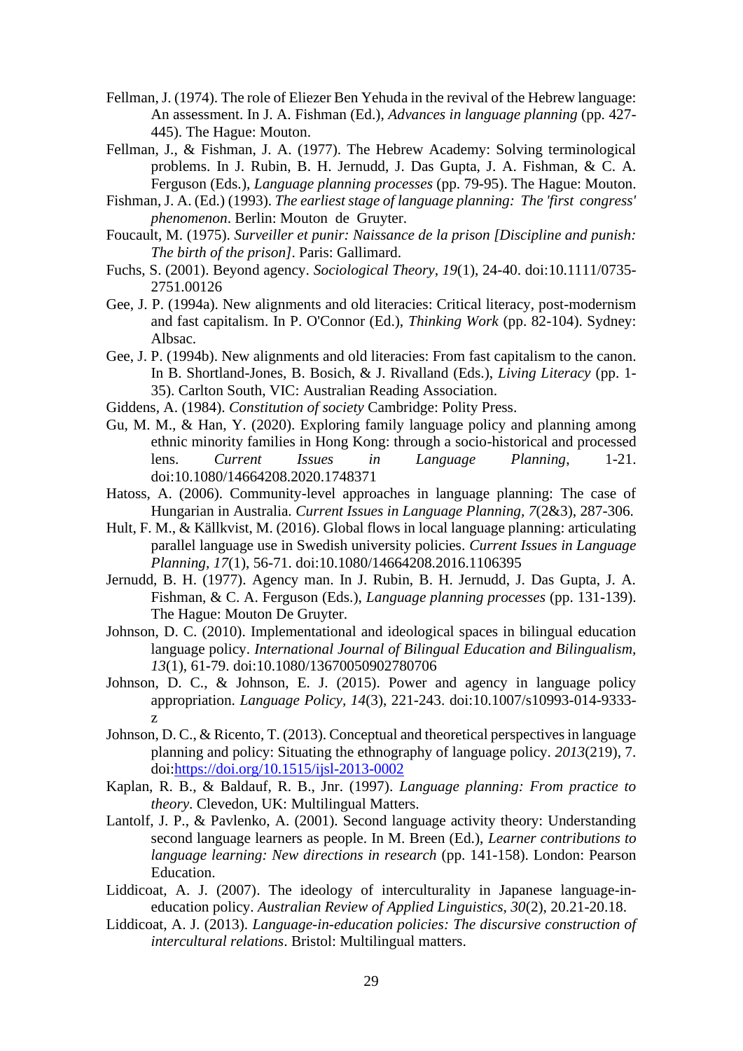Fellman, J. (1974). The role of Eliezer Ben Yehuda in the revival of the Hebrew language: An assessment. In J. A. Fishman (Ed.), *Advances in language planning* (pp. 427-445). The Hague: Mouton.

Fellman, J., & Fishman, J. A. (1977). The Hebrew Academy: Solving terminological problems. In J. Rubin, B. H. Jernudd, J. Das Gupta, J. A. Fishman, & C. A. Ferguson (Eds.), *Language planning processes* (pp. 79-95). The Hague: Mouton.

Fishman, J. A. (Ed.) (1993). *The earliest stage of language planning: The 'first congress' phenomenon*. Berlin: Mouton de Gruyter.

Foucault, M. (1975). *Surveiller et punir: Naissance de la prison [Discipline and punish: The birth of the prison]*. Paris: Gallimard.

Fuchs, S. (2001). Beyond agency. *Sociological Theory, 19*(1), 24-40. doi:10.1111/0735-2751.00126

Gee, J. P. (1994a). New alignments and old literacies: Critical literacy, post-modernism and fast capitalism. In P. O'Connor (Ed.), *Thinking Work* (pp. 82-104). Sydney: Albsac.

Gee, J. P. (1994b). New alignments and old literacies: From fast capitalism to the canon. In B. Shortland-Jones, B. Bosich, & J. Rivalland (Eds.), *Living Literacy* (pp. 1-35). Carlton South, VIC: Australian Reading Association.

Giddens, A. (1984). *Constitution of society* Cambridge: Polity Press.

Gu, M. M., & Han, Y. (2020). Exploring family language policy and planning among ethnic minority families in Hong Kong: through a socio-historical and processed lens. *Current Issues in Language Planning*, 1-21. doi:10.1080/14664208.2020.1748371

Hatoss, A. (2006). Community-level approaches in language planning: The case of Hungarian in Australia. *Current Issues in Language Planning, 7*(2&3), 287-306.

Hult, F. M., & Källkvist, M. (2016). Global flows in local language planning: articulating parallel language use in Swedish university policies. *Current Issues in Language Planning, 17*(1), 56-71. doi:10.1080/14664208.2016.1106395

Jernudd, B. H. (1977). Agency man. In J. Rubin, B. H. Jernudd, J. Das Gupta, J. A. Fishman, & C. A. Ferguson (Eds.), *Language planning processes* (pp. 131-139). The Hague: Mouton De Gruyter.

Johnson, D. C. (2010). Implementational and ideological spaces in bilingual education language policy. *International Journal of Bilingual Education and Bilingualism, 13*(1), 61-79. doi:10.1080/13670050902780706

Johnson, D. C., & Johnson, E. J. (2015). Power and agency in language policy appropriation. *Language Policy, 14*(3), 221-243. doi:10.1007/s10993-014-9333-z

Johnson, D. C., & Ricento, T. (2013). Conceptual and theoretical perspectives in language planning and policy: Situating the ethnography of language policy. *2013*(219), 7. doi:https://doi.org/10.1515/ijsl-2013-0002

Kaplan, R. B., & Baldauf, R. B., Jnr. (1997). *Language planning: From practice to theory*. Clevedon, UK: Multilingual Matters.

Lantolf, J. P., & Pavlenko, A. (2001). Second language activity theory: Understanding second language learners as people. In M. Breen (Ed.), *Learner contributions to language learning: New directions in research* (pp. 141-158). London: Pearson Education.

Liddicoat, A. J. (2007). The ideology of interculturality in Japanese language-in-education policy. *Australian Review of Applied Linguistics, 30*(2), 20.21-20.18.

Liddicoat, A. J. (2013). *Language-in-education policies: The discursive construction of intercultural relations*. Bristol: Multilingual matters.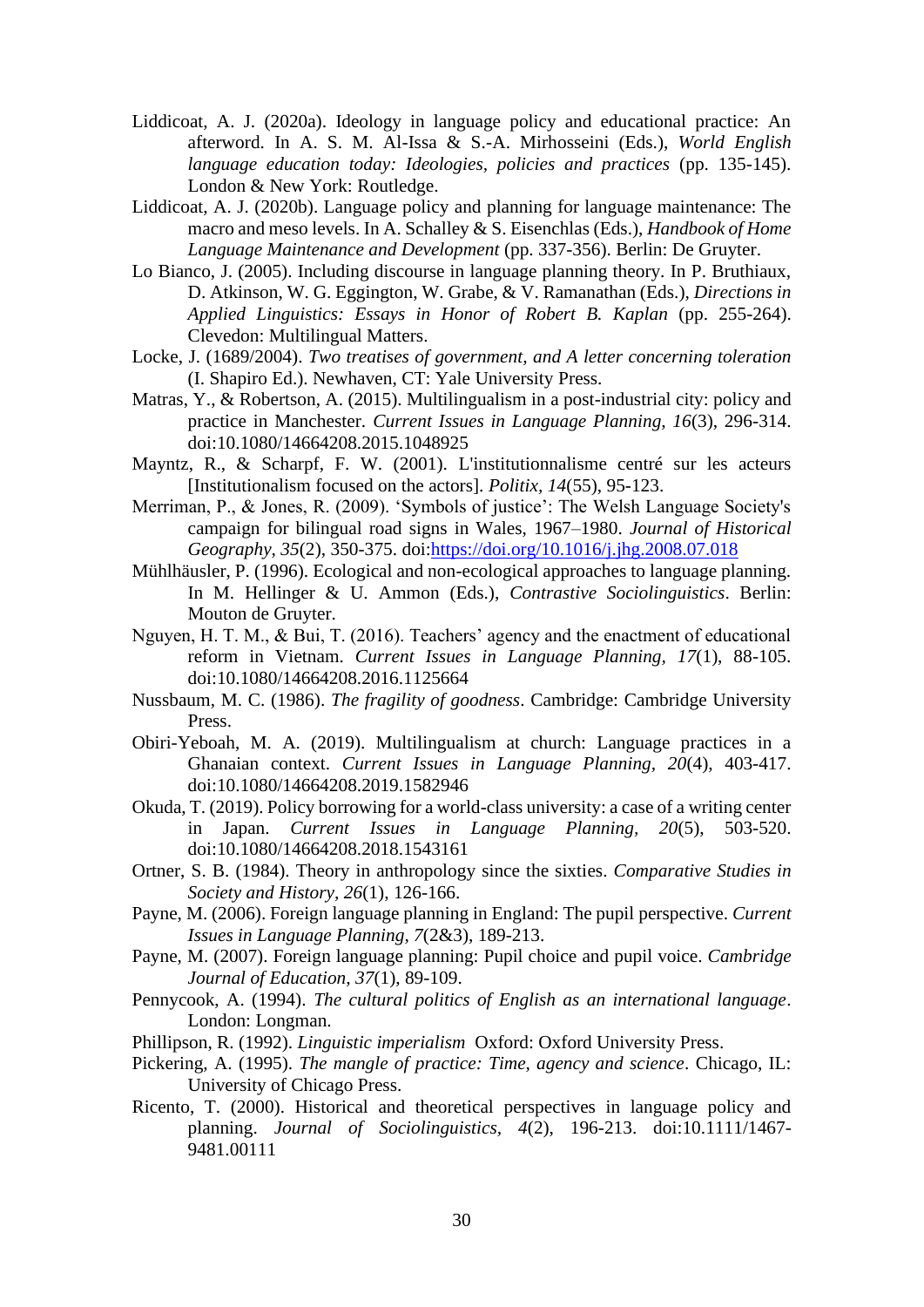Liddicoat, A. J. (2020a). Ideology in language policy and educational practice: An afterword. In A. S. M. Al-Issa & S.-A. Mirhosseini (Eds.), *World English language education today: Ideologies, policies and practices* (pp. 135-145). London & New York: Routledge.

Liddicoat, A. J. (2020b). Language policy and planning for language maintenance: The macro and meso levels. In A. Schalley & S. Eisenchlas (Eds.), *Handbook of Home Language Maintenance and Development* (pp. 337-356). Berlin: De Gruyter.

Lo Bianco, J. (2005). Including discourse in language planning theory. In P. Bruthiaux, D. Atkinson, W. G. Eggington, W. Grabe, & V. Ramanathan (Eds.), *Directions in Applied Linguistics: Essays in Honor of Robert B. Kaplan* (pp. 255-264). Clevedon: Multilingual Matters.

Locke, J. (1689/2004). *Two treatises of government, and A letter concerning toleration* (I. Shapiro Ed.). Newhaven, CT: Yale University Press.

Matras, Y., & Robertson, A. (2015). Multilingualism in a post-industrial city: policy and practice in Manchester. *Current Issues in Language Planning, 16*(3), 296-314. doi:10.1080/14664208.2015.1048925

Mayntz, R., & Scharpf, F. W. (2001). L'institutionnalisme centré sur les acteurs [Institutionalism focused on the actors]. *Politix, 14*(55), 95-123.

Merriman, P., & Jones, R. (2009). 'Symbols of justice': The Welsh Language Society's campaign for bilingual road signs in Wales, 1967–1980. *Journal of Historical Geography, 35*(2), 350-375. doi:https://doi.org/10.1016/j.jhg.2008.07.018

Mühlhäusler, P. (1996). Ecological and non-ecological approaches to language planning. In M. Hellinger & U. Ammon (Eds.), *Contrastive Sociolinguistics*. Berlin: Mouton de Gruyter.

Nguyen, H. T. M., & Bui, T. (2016). Teachers' agency and the enactment of educational reform in Vietnam. *Current Issues in Language Planning, 17*(1), 88-105. doi:10.1080/14664208.2016.1125664

Nussbaum, M. C. (1986). *The fragility of goodness*. Cambridge: Cambridge University Press.

Obiri-Yeboah, M. A. (2019). Multilingualism at church: Language practices in a Ghanaian context. *Current Issues in Language Planning, 20*(4), 403-417. doi:10.1080/14664208.2019.1582946

Okuda, T. (2019). Policy borrowing for a world-class university: a case of a writing center in Japan. *Current Issues in Language Planning, 20*(5), 503-520. doi:10.1080/14664208.2018.1543161

Ortner, S. B. (1984). Theory in anthropology since the sixties. *Comparative Studies in Society and History, 26*(1), 126-166.

Payne, M. (2006). Foreign language planning in England: The pupil perspective. *Current Issues in Language Planning, 7*(2&3), 189-213.

Payne, M. (2007). Foreign language planning: Pupil choice and pupil voice. *Cambridge Journal of Education, 37*(1), 89-109.

Pennycook, A. (1994). *The cultural politics of English as an international language*. London: Longman.

Phillipson, R. (1992). *Linguistic imperialism* Oxford: Oxford University Press.

Pickering, A. (1995). *The mangle of practice: Time, agency and science*. Chicago, IL: University of Chicago Press.

Ricento, T. (2000). Historical and theoretical perspectives in language policy and planning. *Journal of Sociolinguistics, 4*(2), 196-213. doi:10.1111/1467-9481.00111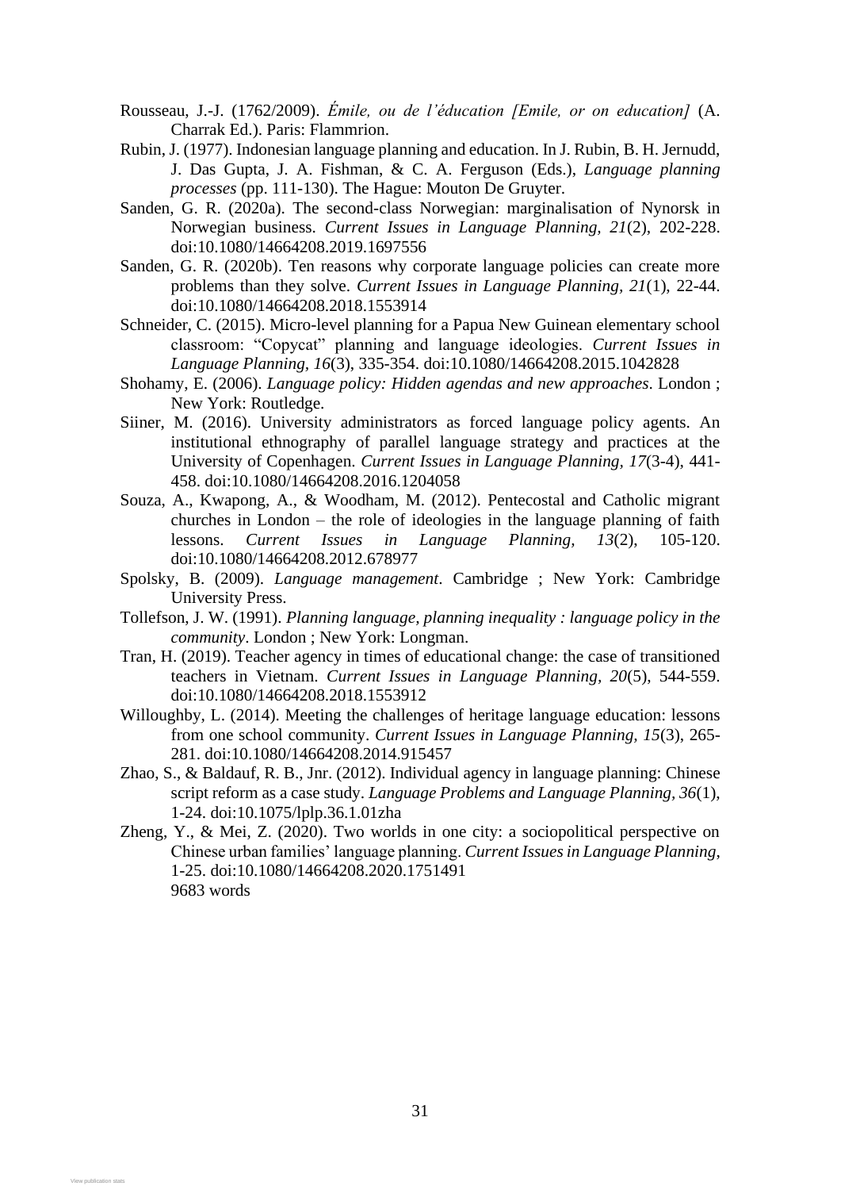Rousseau, J.-J. (1762/2009). *Émile, ou de l'éducation [Emile, or on education]* (A. Charrak Ed.). Paris: Flammrion.

Rubin, J. (1977). Indonesian language planning and education. In J. Rubin, B. H. Jernudd, J. Das Gupta, J. A. Fishman, & C. A. Ferguson (Eds.), *Language planning processes* (pp. 111-130). The Hague: Mouton De Gruyter.

Sanden, G. R. (2020a). The second-class Norwegian: marginalisation of Nynorsk in Norwegian business. *Current Issues in Language Planning, 21*(2), 202-228. doi:10.1080/14664208.2019.1697556

Sanden, G. R. (2020b). Ten reasons why corporate language policies can create more problems than they solve. *Current Issues in Language Planning, 21*(1), 22-44. doi:10.1080/14664208.2018.1553914

Schneider, C. (2015). Micro-level planning for a Papua New Guinean elementary school classroom: "Copycat" planning and language ideologies. *Current Issues in Language Planning, 16*(3), 335-354. doi:10.1080/14664208.2015.1042828

Shohamy, E. (2006). *Language policy: Hidden agendas and new approaches*. London ; New York: Routledge.

Siiner, M. (2016). University administrators as forced language policy agents. An institutional ethnography of parallel language strategy and practices at the University of Copenhagen. *Current Issues in Language Planning, 17*(3-4), 441-458. doi:10.1080/14664208.2016.1204058

Souza, A., Kwapong, A., & Woodham, M. (2012). Pentecostal and Catholic migrant churches in London – the role of ideologies in the language planning of faith lessons. *Current Issues in Language Planning, 13*(2), 105-120. doi:10.1080/14664208.2012.678977

Spolsky, B. (2009). *Language management*. Cambridge ; New York: Cambridge University Press.

Tollefson, J. W. (1991). *Planning language, planning inequality : language policy in the community*. London ; New York: Longman.

Tran, H. (2019). Teacher agency in times of educational change: the case of transitioned teachers in Vietnam. *Current Issues in Language Planning, 20*(5), 544-559. doi:10.1080/14664208.2018.1553912

Willoughby, L. (2014). Meeting the challenges of heritage language education: lessons from one school community. *Current Issues in Language Planning, 15*(3), 265-281. doi:10.1080/14664208.2014.915457

Zhao, S., & Baldauf, R. B., Jnr. (2012). Individual agency in language planning: Chinese script reform as a case study. *Language Problems and Language Planning, 36*(1), 1-24. doi:10.1075/lplp.36.1.01zha

Zheng, Y., & Mei, Z. (2020). Two worlds in one city: a sociopolitical perspective on Chinese urban families' language planning. *Current Issues in Language Planning*, 1-25. doi:10.1080/14664208.2020.1751491

9683 words